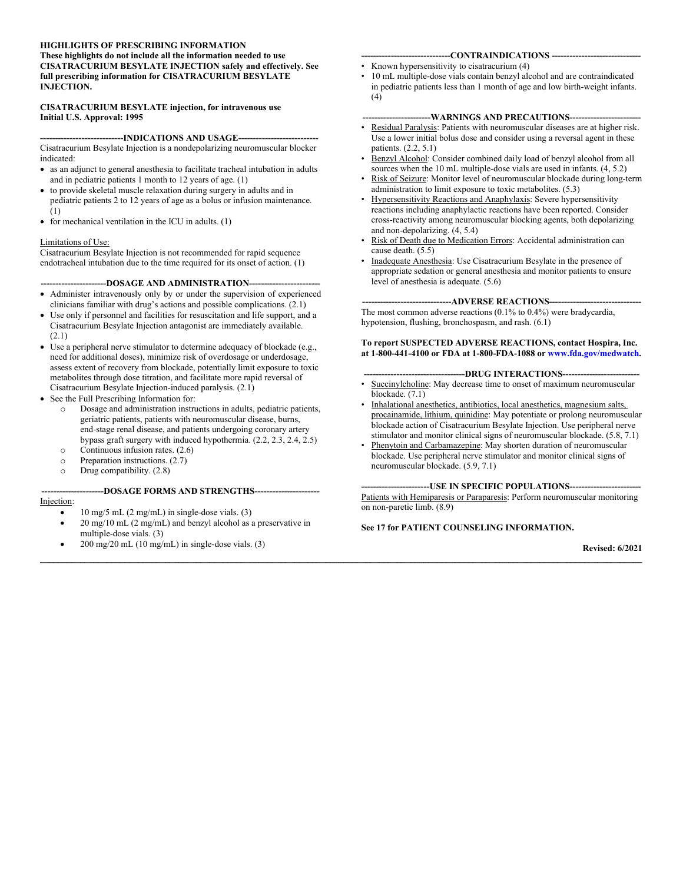**HIGHLIGHTS OF PRESCRIBING INFORMATION**
**These highlights do not include all the information needed to use CISATRACURIUM BESYLATE INJECTION safely and effectively. See full prescribing information for CISATRACURIUM BESYLATE INJECTION.**

**CISATRACURIUM BESYLATE injection, for intravenous use**
**Initial U.S. Approval: 1995**

## INDICATIONS AND USAGE

Cisatracurium Besylate Injection is a nondepolarizing neuromuscular blocker indicated:

- as an adjunct to general anesthesia to facilitate tracheal intubation in adults and in pediatric patients 1 month to 12 years of age. (1)
- to provide skeletal muscle relaxation during surgery in adults and in pediatric patients 2 to 12 years of age as a bolus or infusion maintenance. (1)
- for mechanical ventilation in the ICU in adults. (1)

Limitations of Use:
Cisatracurium Besylate Injection is not recommended for rapid sequence endotracheal intubation due to the time required for its onset of action. (1)

## DOSAGE AND ADMINISTRATION

- Administer intravenously only by or under the supervision of experienced clinicians familiar with drug's actions and possible complications. (2.1)
- Use only if personnel and facilities for resuscitation and life support, and a Cisatracurium Besylate Injection antagonist are immediately available. (2.1)
- Use a peripheral nerve stimulator to determine adequacy of blockade (e.g., need for additional doses), minimize risk of overdosage or underdosage, assess extent of recovery from blockade, potentially limit exposure to toxic metabolites through dose titration, and facilitate more rapid reversal of Cisatracurium Besylate Injection-induced paralysis. (2.1)
- See the Full Prescribing Information for:
  - Dosage and administration instructions in adults, pediatric patients, geriatric patients, patients with neuromuscular disease, burns, end-stage renal disease, and patients undergoing coronary artery bypass graft surgery with induced hypothermia. (2.2, 2.3, 2.4, 2.5)
  - Continuous infusion rates. (2.6)
  - Preparation instructions. (2.7)
  - Drug compatibility. (2.8)

## DOSAGE FORMS AND STRENGTHS

Injection:

- 10 mg/5 mL (2 mg/mL) in single-dose vials. (3)
- 20 mg/10 mL (2 mg/mL) and benzyl alcohol as a preservative in multiple-dose vials. (3)
- 200 mg/20 mL (10 mg/mL) in single-dose vials. (3)

## CONTRAINDICATIONS

- Known hypersensitivity to cisatracurium (4)
- 10 mL multiple-dose vials contain benzyl alcohol and are contraindicated in pediatric patients less than 1 month of age and low birth-weight infants. (4)

## WARNINGS AND PRECAUTIONS

- Residual Paralysis: Patients with neuromuscular diseases are at higher risk. Use a lower initial bolus dose and consider using a reversal agent in these patients. (2.2, 5.1)
- Benzyl Alcohol: Consider combined daily load of benzyl alcohol from all sources when the 10 mL multiple-dose vials are used in infants. (4, 5.2)
- Risk of Seizure: Monitor level of neuromuscular blockade during long-term administration to limit exposure to toxic metabolites. (5.3)
- Hypersensitivity Reactions and Anaphylaxis: Severe hypersensitivity reactions including anaphylactic reactions have been reported. Consider cross-reactivity among neuromuscular blocking agents, both depolarizing and non-depolarizing. (4, 5.4)
- Risk of Death due to Medication Errors: Accidental administration can cause death. (5.5)
- Inadequate Anesthesia: Use Cisatracurium Besylate in the presence of appropriate sedation or general anesthesia and monitor patients to ensure level of anesthesia is adequate. (5.6)

## ADVERSE REACTIONS

The most common adverse reactions (0.1% to 0.4%) were bradycardia, hypotension, flushing, bronchospasm, and rash. (6.1)

**To report SUSPECTED ADVERSE REACTIONS, contact Hospira, Inc. at 1-800-441-4100 or FDA at 1-800-FDA-1088 or www.fda.gov/medwatch.**

## DRUG INTERACTIONS

- Succinylcholine: May decrease time to onset of maximum neuromuscular blockade. (7.1)
- Inhalational anesthetics, antibiotics, local anesthetics, magnesium salts, procainamide, lithium, quinidine: May potentiate or prolong neuromuscular blockade action of Cisatracurium Besylate Injection. Use peripheral nerve stimulator and monitor clinical signs of neuromuscular blockade. (5.8, 7.1)
- Phenytoin and Carbamazepine: May shorten duration of neuromuscular blockade. Use peripheral nerve stimulator and monitor clinical signs of neuromuscular blockade. (5.9, 7.1)

## USE IN SPECIFIC POPULATIONS

Patients with Hemiparesis or Paraparesis: Perform neuromuscular monitoring on non-paretic limb. (8.9)

**See 17 for PATIENT COUNSELING INFORMATION.**

**Revised: 6/2021**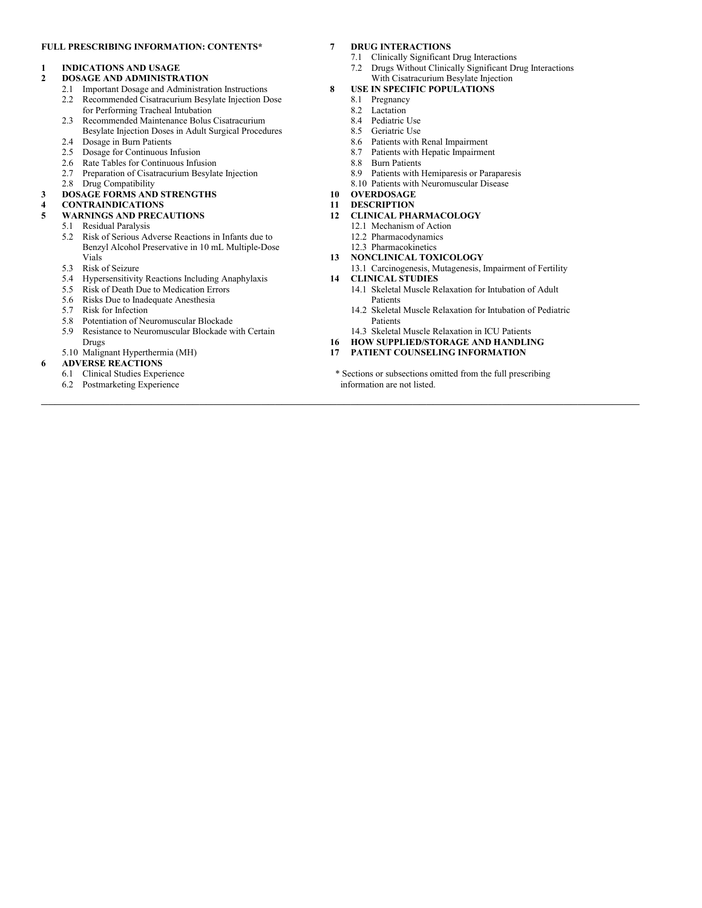**FULL PRESCRIBING INFORMATION: CONTENTS***

**1 INDICATIONS AND USAGE**

**2 DOSAGE AND ADMINISTRATION**
- 2.1 Important Dosage and Administration Instructions
- 2.2 Recommended Cisatracurium Besylate Injection Dose for Performing Tracheal Intubation
- 2.3 Recommended Maintenance Bolus Cisatracurium Besylate Injection Doses in Adult Surgical Procedures
- 2.4 Dosage in Burn Patients
- 2.5 Dosage for Continuous Infusion
- 2.6 Rate Tables for Continuous Infusion
- 2.7 Preparation of Cisatracurium Besylate Injection
- 2.8 Drug Compatibility

**3 DOSAGE FORMS AND STRENGTHS**

**4 CONTRAINDICATIONS**

**5 WARNINGS AND PRECAUTIONS**
- 5.1 Residual Paralysis
- 5.2 Risk of Serious Adverse Reactions in Infants due to Benzyl Alcohol Preservative in 10 mL Multiple-Dose Vials
- 5.3 Risk of Seizure
- 5.4 Hypersensitivity Reactions Including Anaphylaxis
- 5.5 Risk of Death Due to Medication Errors
- 5.6 Risks Due to Inadequate Anesthesia
- 5.7 Risk for Infection
- 5.8 Potentiation of Neuromuscular Blockade
- 5.9 Resistance to Neuromuscular Blockade with Certain Drugs
- 5.10 Malignant Hyperthermia (MH)

**6 ADVERSE REACTIONS**
- 6.1 Clinical Studies Experience
- 6.2 Postmarketing Experience

**7 DRUG INTERACTIONS**
- 7.1 Clinically Significant Drug Interactions
- 7.2 Drugs Without Clinically Significant Drug Interactions With Cisatracurium Besylate Injection

**8 USE IN SPECIFIC POPULATIONS**
- 8.1 Pregnancy
- 8.2 Lactation
- 8.4 Pediatric Use
- 8.5 Geriatric Use
- 8.6 Patients with Renal Impairment
- 8.7 Patients with Hepatic Impairment
- 8.8 Burn Patients
- 8.9 Patients with Hemiparesis or Paraparesis
- 8.10 Patients with Neuromuscular Disease

**10 OVERDOSAGE**

**11 DESCRIPTION**

**12 CLINICAL PHARMACOLOGY**
- 12.1 Mechanism of Action
- 12.2 Pharmacodynamics
- 12.3 Pharmacokinetics

**13 NONCLINICAL TOXICOLOGY**
- 13.1 Carcinogenesis, Mutagenesis, Impairment of Fertility

**14 CLINICAL STUDIES**
- 14.1 Skeletal Muscle Relaxation for Intubation of Adult Patients
- 14.2 Skeletal Muscle Relaxation for Intubation of Pediatric Patients
- 14.3 Skeletal Muscle Relaxation in ICU Patients

**16 HOW SUPPLIED/STORAGE AND HANDLING**

**17 PATIENT COUNSELING INFORMATION**

* Sections or subsections omitted from the full prescribing information are not listed.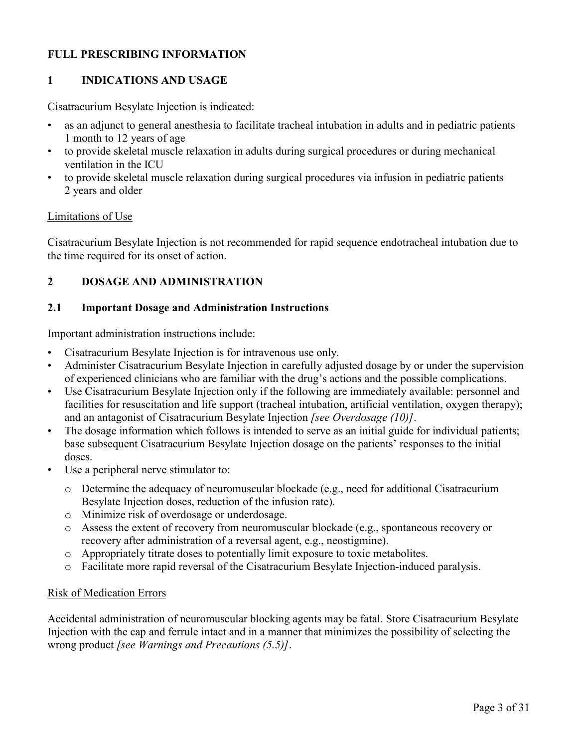## FULL PRESCRIBING INFORMATION

## 1 INDICATIONS AND USAGE

Cisatracurium Besylate Injection is indicated:

- as an adjunct to general anesthesia to facilitate tracheal intubation in adults and in pediatric patients 1 month to 12 years of age
- to provide skeletal muscle relaxation in adults during surgical procedures or during mechanical ventilation in the ICU
- to provide skeletal muscle relaxation during surgical procedures via infusion in pediatric patients 2 years and older

Limitations of Use

Cisatracurium Besylate Injection is not recommended for rapid sequence endotracheal intubation due to the time required for its onset of action.

## 2 DOSAGE AND ADMINISTRATION

### 2.1 Important Dosage and Administration Instructions

Important administration instructions include:

- Cisatracurium Besylate Injection is for intravenous use only.
- Administer Cisatracurium Besylate Injection in carefully adjusted dosage by or under the supervision of experienced clinicians who are familiar with the drug's actions and the possible complications.
- Use Cisatracurium Besylate Injection only if the following are immediately available: personnel and facilities for resuscitation and life support (tracheal intubation, artificial ventilation, oxygen therapy); and an antagonist of Cisatracurium Besylate Injection *[see Overdosage (10)]*.
- The dosage information which follows is intended to serve as an initial guide for individual patients; base subsequent Cisatracurium Besylate Injection dosage on the patients' responses to the initial doses.
- Use a peripheral nerve stimulator to:
  - Determine the adequacy of neuromuscular blockade (e.g., need for additional Cisatracurium Besylate Injection doses, reduction of the infusion rate).
  - Minimize risk of overdosage or underdosage.
  - Assess the extent of recovery from neuromuscular blockade (e.g., spontaneous recovery or recovery after administration of a reversal agent, e.g., neostigmine).
  - Appropriately titrate doses to potentially limit exposure to toxic metabolites.
  - Facilitate more rapid reversal of the Cisatracurium Besylate Injection-induced paralysis.

Risk of Medication Errors

Accidental administration of neuromuscular blocking agents may be fatal. Store Cisatracurium Besylate Injection with the cap and ferrule intact and in a manner that minimizes the possibility of selecting the wrong product *[see Warnings and Precautions (5.5)]*.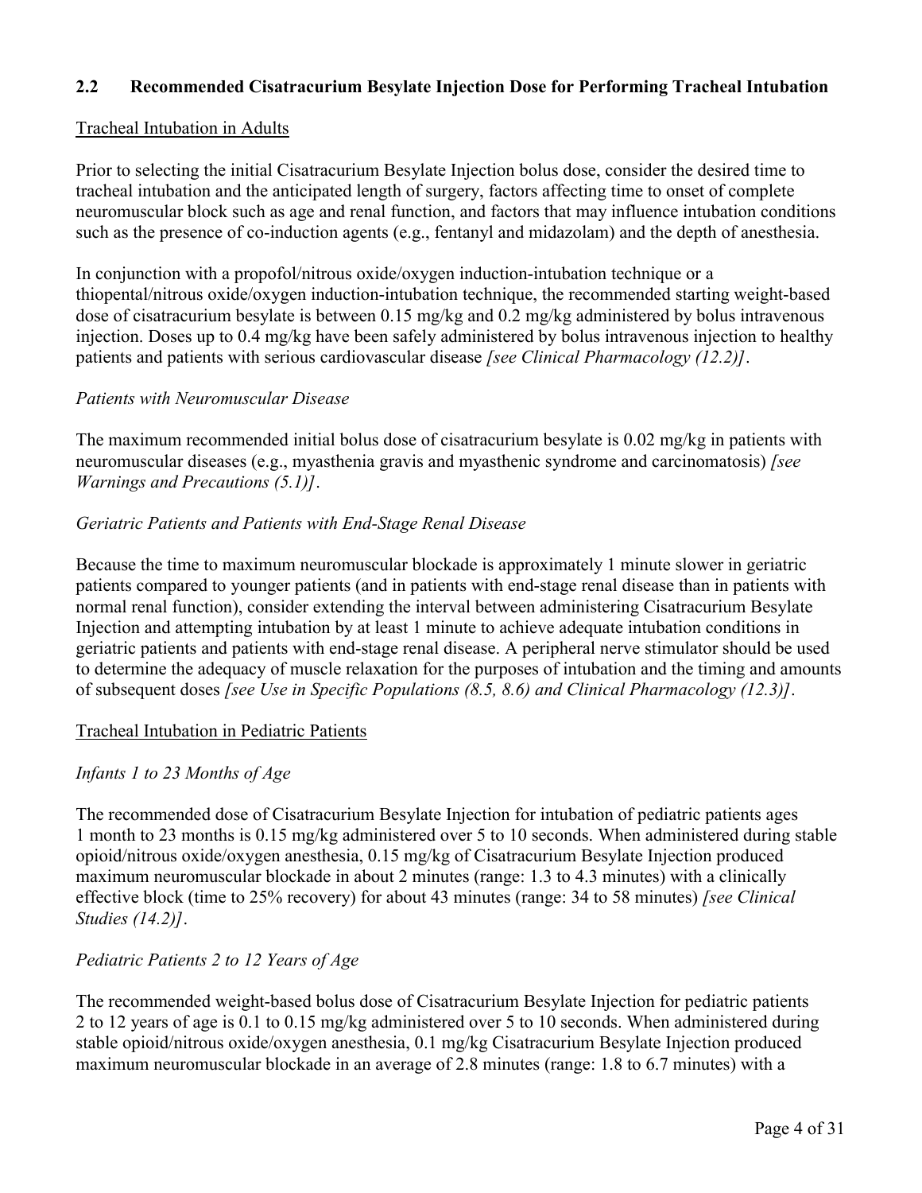## 2.2 Recommended Cisatracurium Besylate Injection Dose for Performing Tracheal Intubation

<u>Tracheal Intubation in Adults</u>

Prior to selecting the initial Cisatracurium Besylate Injection bolus dose, consider the desired time to tracheal intubation and the anticipated length of surgery, factors affecting time to onset of complete neuromuscular block such as age and renal function, and factors that may influence intubation conditions such as the presence of co-induction agents (e.g., fentanyl and midazolam) and the depth of anesthesia.

In conjunction with a propofol/nitrous oxide/oxygen induction-intubation technique or a thiopental/nitrous oxide/oxygen induction-intubation technique, the recommended starting weight-based dose of cisatracurium besylate is between 0.15 mg/kg and 0.2 mg/kg administered by bolus intravenous injection. Doses up to 0.4 mg/kg have been safely administered by bolus intravenous injection to healthy patients and patients with serious cardiovascular disease *[see Clinical Pharmacology (12.2)]*.

*Patients with Neuromuscular Disease*

The maximum recommended initial bolus dose of cisatracurium besylate is 0.02 mg/kg in patients with neuromuscular diseases (e.g., myasthenia gravis and myasthenic syndrome and carcinomatosis) *[see Warnings and Precautions (5.1)]*.

*Geriatric Patients and Patients with End-Stage Renal Disease*

Because the time to maximum neuromuscular blockade is approximately 1 minute slower in geriatric patients compared to younger patients (and in patients with end-stage renal disease than in patients with normal renal function), consider extending the interval between administering Cisatracurium Besylate Injection and attempting intubation by at least 1 minute to achieve adequate intubation conditions in geriatric patients and patients with end-stage renal disease. A peripheral nerve stimulator should be used to determine the adequacy of muscle relaxation for the purposes of intubation and the timing and amounts of subsequent doses *[see Use in Specific Populations (8.5, 8.6) and Clinical Pharmacology (12.3)]*.

<u>Tracheal Intubation in Pediatric Patients</u>

*Infants 1 to 23 Months of Age*

The recommended dose of Cisatracurium Besylate Injection for intubation of pediatric patients ages 1 month to 23 months is 0.15 mg/kg administered over 5 to 10 seconds. When administered during stable opioid/nitrous oxide/oxygen anesthesia, 0.15 mg/kg of Cisatracurium Besylate Injection produced maximum neuromuscular blockade in about 2 minutes (range: 1.3 to 4.3 minutes) with a clinically effective block (time to 25% recovery) for about 43 minutes (range: 34 to 58 minutes) *[see Clinical Studies (14.2)]*.

*Pediatric Patients 2 to 12 Years of Age*

The recommended weight-based bolus dose of Cisatracurium Besylate Injection for pediatric patients 2 to 12 years of age is 0.1 to 0.15 mg/kg administered over 5 to 10 seconds. When administered during stable opioid/nitrous oxide/oxygen anesthesia, 0.1 mg/kg Cisatracurium Besylate Injection produced maximum neuromuscular blockade in an average of 2.8 minutes (range: 1.8 to 6.7 minutes) with a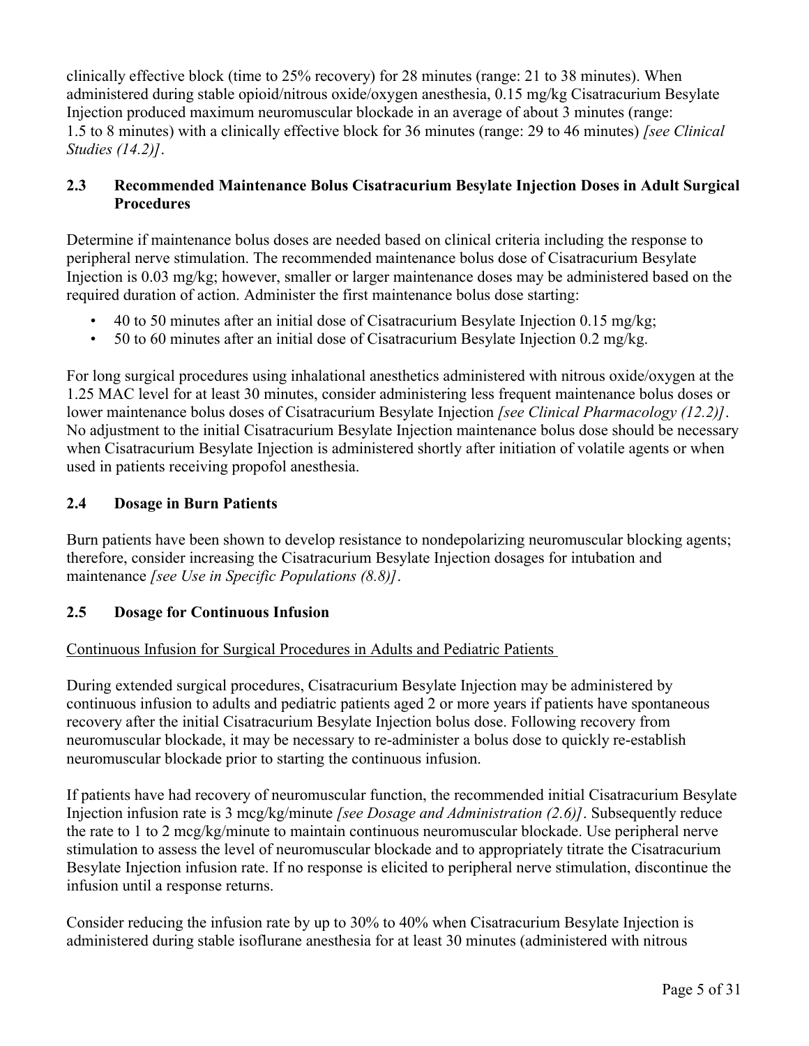clinically effective block (time to 25% recovery) for 28 minutes (range: 21 to 38 minutes). When administered during stable opioid/nitrous oxide/oxygen anesthesia, 0.15 mg/kg Cisatracurium Besylate Injection produced maximum neuromuscular blockade in an average of about 3 minutes (range: 1.5 to 8 minutes) with a clinically effective block for 36 minutes (range: 29 to 46 minutes) *[see Clinical Studies (14.2)]*.

### 2.3 Recommended Maintenance Bolus Cisatracurium Besylate Injection Doses in Adult Surgical Procedures

Determine if maintenance bolus doses are needed based on clinical criteria including the response to peripheral nerve stimulation. The recommended maintenance bolus dose of Cisatracurium Besylate Injection is 0.03 mg/kg; however, smaller or larger maintenance doses may be administered based on the required duration of action. Administer the first maintenance bolus dose starting:

- 40 to 50 minutes after an initial dose of Cisatracurium Besylate Injection 0.15 mg/kg;
- 50 to 60 minutes after an initial dose of Cisatracurium Besylate Injection 0.2 mg/kg.

For long surgical procedures using inhalational anesthetics administered with nitrous oxide/oxygen at the 1.25 MAC level for at least 30 minutes, consider administering less frequent maintenance bolus doses or lower maintenance bolus doses of Cisatracurium Besylate Injection *[see Clinical Pharmacology (12.2)]*. No adjustment to the initial Cisatracurium Besylate Injection maintenance bolus dose should be necessary when Cisatracurium Besylate Injection is administered shortly after initiation of volatile agents or when used in patients receiving propofol anesthesia.

### 2.4 Dosage in Burn Patients

Burn patients have been shown to develop resistance to nondepolarizing neuromuscular blocking agents; therefore, consider increasing the Cisatracurium Besylate Injection dosages for intubation and maintenance *[see Use in Specific Populations (8.8)]*.

### 2.5 Dosage for Continuous Infusion

<u>Continuous Infusion for Surgical Procedures in Adults and Pediatric Patients</u>

During extended surgical procedures, Cisatracurium Besylate Injection may be administered by continuous infusion to adults and pediatric patients aged 2 or more years if patients have spontaneous recovery after the initial Cisatracurium Besylate Injection bolus dose. Following recovery from neuromuscular blockade, it may be necessary to re-administer a bolus dose to quickly re-establish neuromuscular blockade prior to starting the continuous infusion.

If patients have had recovery of neuromuscular function, the recommended initial Cisatracurium Besylate Injection infusion rate is 3 mcg/kg/minute *[see Dosage and Administration (2.6)]*. Subsequently reduce the rate to 1 to 2 mcg/kg/minute to maintain continuous neuromuscular blockade. Use peripheral nerve stimulation to assess the level of neuromuscular blockade and to appropriately titrate the Cisatracurium Besylate Injection infusion rate. If no response is elicited to peripheral nerve stimulation, discontinue the infusion until a response returns.

Consider reducing the infusion rate by up to 30% to 40% when Cisatracurium Besylate Injection is administered during stable isoflurane anesthesia for at least 30 minutes (administered with nitrous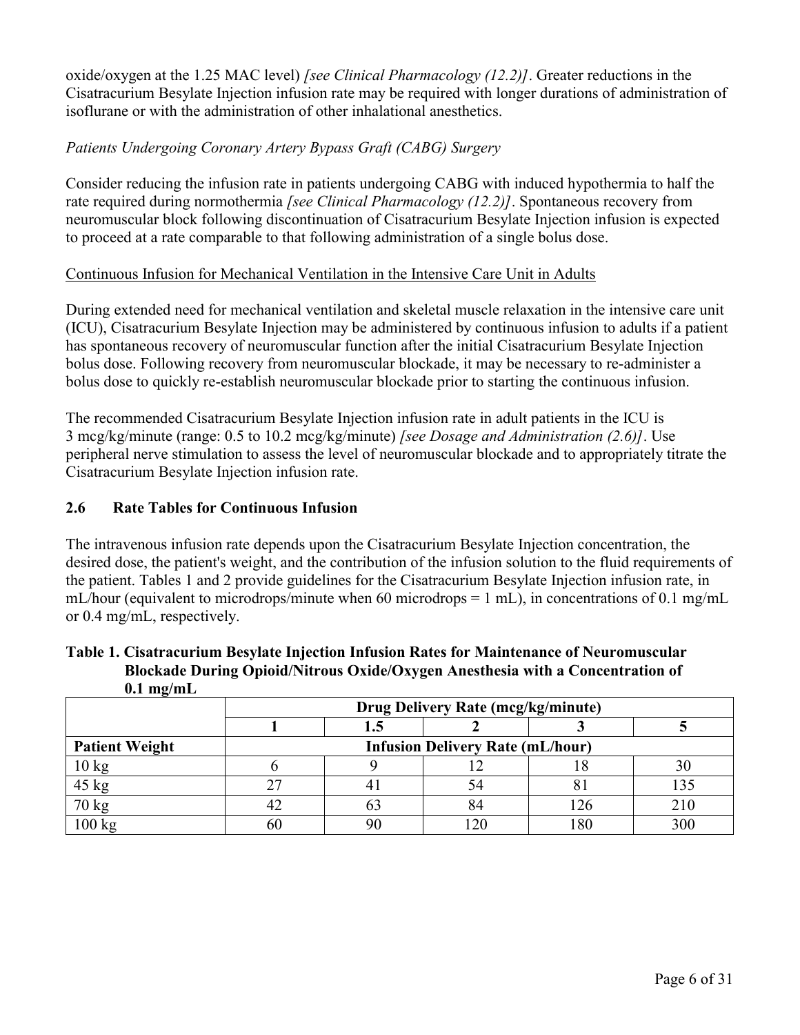oxide/oxygen at the 1.25 MAC level) *[see Clinical Pharmacology (12.2)]*. Greater reductions in the Cisatracurium Besylate Injection infusion rate may be required with longer durations of administration of isoflurane or with the administration of other inhalational anesthetics.

*Patients Undergoing Coronary Artery Bypass Graft (CABG) Surgery*

Consider reducing the infusion rate in patients undergoing CABG with induced hypothermia to half the rate required during normothermia *[see Clinical Pharmacology (12.2)]*. Spontaneous recovery from neuromuscular block following discontinuation of Cisatracurium Besylate Injection infusion is expected to proceed at a rate comparable to that following administration of a single bolus dose.

Continuous Infusion for Mechanical Ventilation in the Intensive Care Unit in Adults

During extended need for mechanical ventilation and skeletal muscle relaxation in the intensive care unit (ICU), Cisatracurium Besylate Injection may be administered by continuous infusion to adults if a patient has spontaneous recovery of neuromuscular function after the initial Cisatracurium Besylate Injection bolus dose. Following recovery from neuromuscular blockade, it may be necessary to re-administer a bolus dose to quickly re-establish neuromuscular blockade prior to starting the continuous infusion.

The recommended Cisatracurium Besylate Injection infusion rate in adult patients in the ICU is 3 mcg/kg/minute (range: 0.5 to 10.2 mcg/kg/minute) *[see Dosage and Administration (2.6)]*. Use peripheral nerve stimulation to assess the level of neuromuscular blockade and to appropriately titrate the Cisatracurium Besylate Injection infusion rate.

## 2.6 Rate Tables for Continuous Infusion

The intravenous infusion rate depends upon the Cisatracurium Besylate Injection concentration, the desired dose, the patient's weight, and the contribution of the infusion solution to the fluid requirements of the patient. Tables 1 and 2 provide guidelines for the Cisatracurium Besylate Injection infusion rate, in mL/hour (equivalent to microdrops/minute when 60 microdrops = 1 mL), in concentrations of 0.1 mg/mL or 0.4 mg/mL, respectively.

**Table 1. Cisatracurium Besylate Injection Infusion Rates for Maintenance of Neuromuscular Blockade During Opioid/Nitrous Oxide/Oxygen Anesthesia with a Concentration of 0.1 mg/mL**

| | **Drug Delivery Rate (mcg/kg/minute)** | | | | |
|---|---|---|---|---|---|
| | **1** | **1.5** | **2** | **3** | **5** |
| **Patient Weight** | **Infusion Delivery Rate (mL/hour)** | | | | |
| 10 kg | 6 | 9 | 12 | 18 | 30 |
| 45 kg | 27 | 41 | 54 | 81 | 135 |
| 70 kg | 42 | 63 | 84 | 126 | 210 |
| 100 kg | 60 | 90 | 120 | 180 | 300 |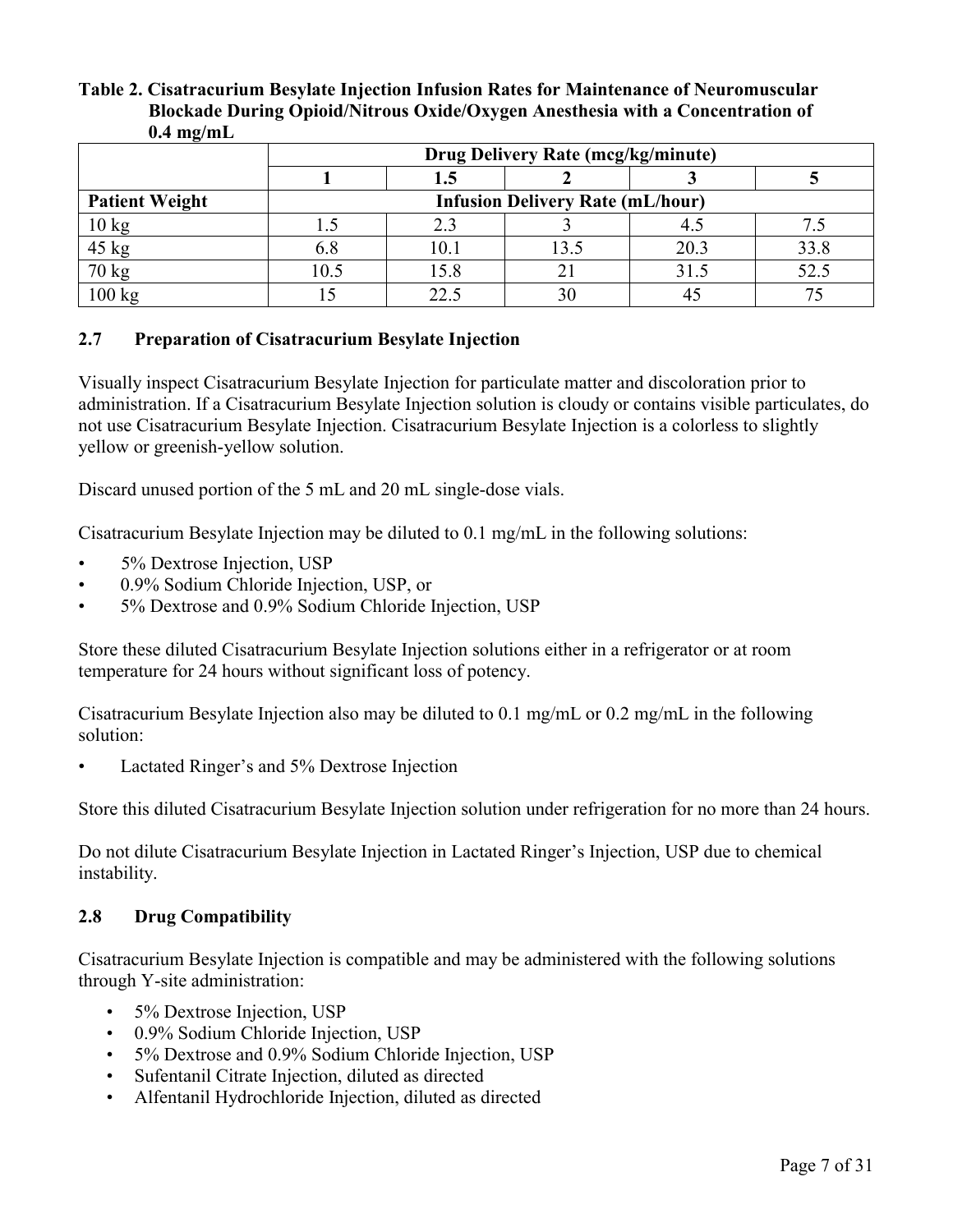**Table 2. Cisatracurium Besylate Injection Infusion Rates for Maintenance of Neuromuscular Blockade During Opioid/Nitrous Oxide/Oxygen Anesthesia with a Concentration of 0.4 mg/mL**

| | Drug Delivery Rate (mcg/kg/minute) | | | | |
|---|---|---|---|---|---|
| | 1 | 1.5 | 2 | 3 | 5 |
| **Patient Weight** | **Infusion Delivery Rate (mL/hour)** | | | | |
| 10 kg | 1.5 | 2.3 | 3 | 4.5 | 7.5 |
| 45 kg | 6.8 | 10.1 | 13.5 | 20.3 | 33.8 |
| 70 kg | 10.5 | 15.8 | 21 | 31.5 | 52.5 |
| 100 kg | 15 | 22.5 | 30 | 45 | 75 |

## 2.7 Preparation of Cisatracurium Besylate Injection

Visually inspect Cisatracurium Besylate Injection for particulate matter and discoloration prior to administration. If a Cisatracurium Besylate Injection solution is cloudy or contains visible particulates, do not use Cisatracurium Besylate Injection. Cisatracurium Besylate Injection is a colorless to slightly yellow or greenish-yellow solution.

Discard unused portion of the 5 mL and 20 mL single-dose vials.

Cisatracurium Besylate Injection may be diluted to 0.1 mg/mL in the following solutions:

- 5% Dextrose Injection, USP
- 0.9% Sodium Chloride Injection, USP, or
- 5% Dextrose and 0.9% Sodium Chloride Injection, USP

Store these diluted Cisatracurium Besylate Injection solutions either in a refrigerator or at room temperature for 24 hours without significant loss of potency.

Cisatracurium Besylate Injection also may be diluted to 0.1 mg/mL or 0.2 mg/mL in the following solution:

- Lactated Ringer's and 5% Dextrose Injection

Store this diluted Cisatracurium Besylate Injection solution under refrigeration for no more than 24 hours.

Do not dilute Cisatracurium Besylate Injection in Lactated Ringer's Injection, USP due to chemical instability.

## 2.8 Drug Compatibility

Cisatracurium Besylate Injection is compatible and may be administered with the following solutions through Y-site administration:

- 5% Dextrose Injection, USP
- 0.9% Sodium Chloride Injection, USP
- 5% Dextrose and 0.9% Sodium Chloride Injection, USP
- Sufentanil Citrate Injection, diluted as directed
- Alfentanil Hydrochloride Injection, diluted as directed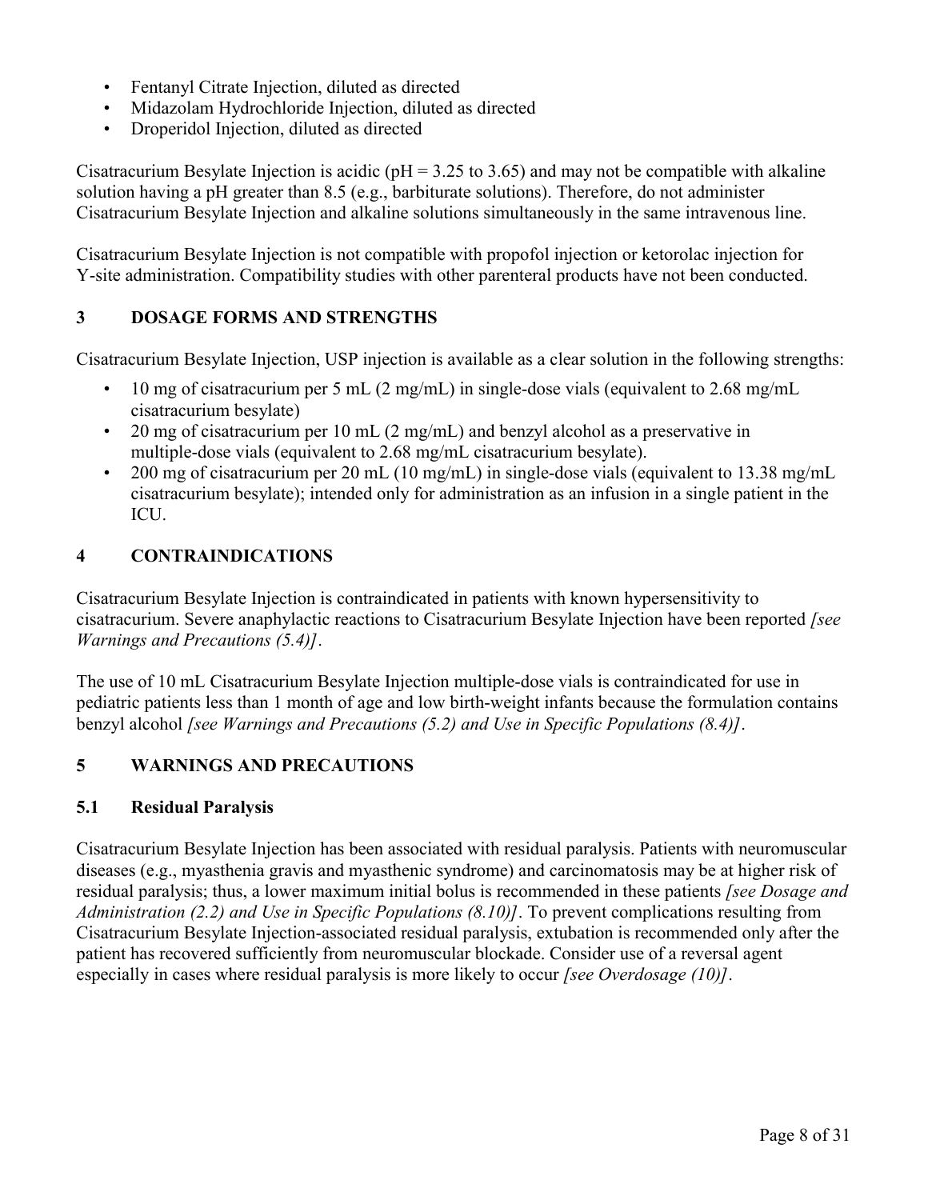- Fentanyl Citrate Injection, diluted as directed
- Midazolam Hydrochloride Injection, diluted as directed
- Droperidol Injection, diluted as directed

Cisatracurium Besylate Injection is acidic (pH = 3.25 to 3.65) and may not be compatible with alkaline solution having a pH greater than 8.5 (e.g., barbiturate solutions). Therefore, do not administer Cisatracurium Besylate Injection and alkaline solutions simultaneously in the same intravenous line.

Cisatracurium Besylate Injection is not compatible with propofol injection or ketorolac injection for Y-site administration. Compatibility studies with other parenteral products have not been conducted.

## 3 DOSAGE FORMS AND STRENGTHS

Cisatracurium Besylate Injection, USP injection is available as a clear solution in the following strengths:

- 10 mg of cisatracurium per 5 mL (2 mg/mL) in single-dose vials (equivalent to 2.68 mg/mL cisatracurium besylate)
- 20 mg of cisatracurium per 10 mL (2 mg/mL) and benzyl alcohol as a preservative in multiple-dose vials (equivalent to 2.68 mg/mL cisatracurium besylate).
- 200 mg of cisatracurium per 20 mL (10 mg/mL) in single-dose vials (equivalent to 13.38 mg/mL cisatracurium besylate); intended only for administration as an infusion in a single patient in the ICU.

## 4 CONTRAINDICATIONS

Cisatracurium Besylate Injection is contraindicated in patients with known hypersensitivity to cisatracurium. Severe anaphylactic reactions to Cisatracurium Besylate Injection have been reported *[see Warnings and Precautions (5.4)]*.

The use of 10 mL Cisatracurium Besylate Injection multiple-dose vials is contraindicated for use in pediatric patients less than 1 month of age and low birth-weight infants because the formulation contains benzyl alcohol *[see Warnings and Precautions (5.2) and Use in Specific Populations (8.4)]*.

## 5 WARNINGS AND PRECAUTIONS

### 5.1 Residual Paralysis

Cisatracurium Besylate Injection has been associated with residual paralysis. Patients with neuromuscular diseases (e.g., myasthenia gravis and myasthenic syndrome) and carcinomatosis may be at higher risk of residual paralysis; thus, a lower maximum initial bolus is recommended in these patients *[see Dosage and Administration (2.2) and Use in Specific Populations (8.10)]*. To prevent complications resulting from Cisatracurium Besylate Injection-associated residual paralysis, extubation is recommended only after the patient has recovered sufficiently from neuromuscular blockade. Consider use of a reversal agent especially in cases where residual paralysis is more likely to occur *[see Overdosage (10)]*.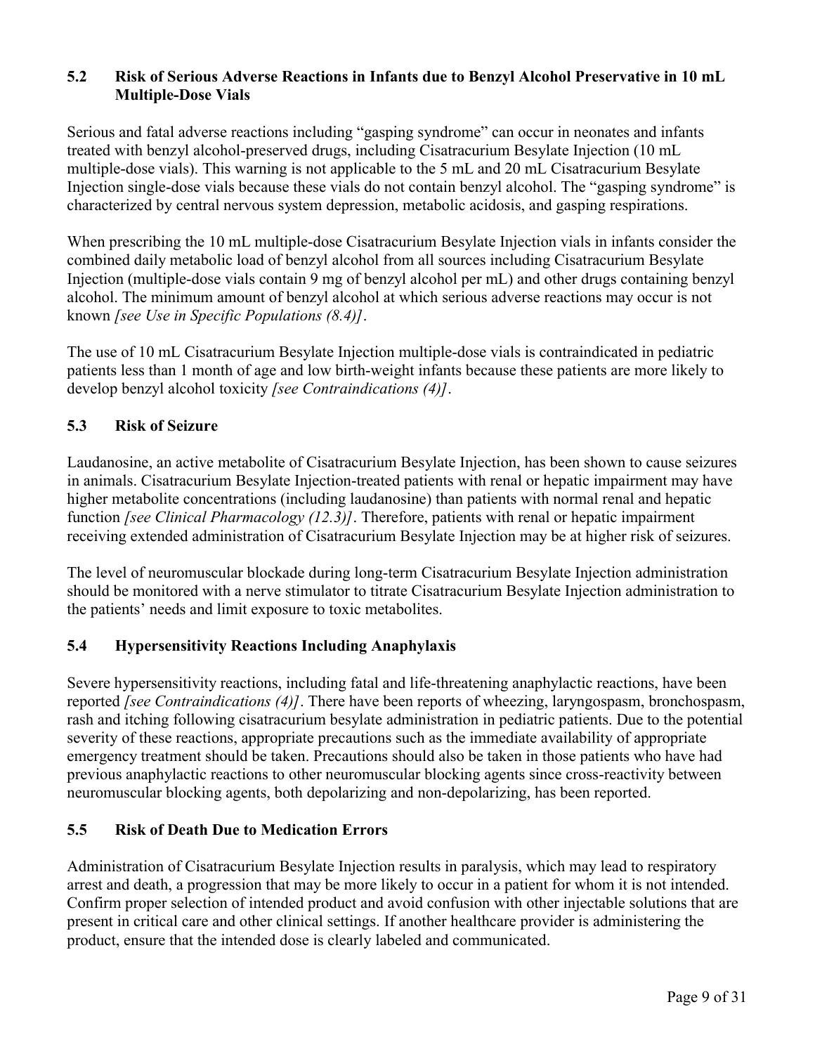### 5.2 Risk of Serious Adverse Reactions in Infants due to Benzyl Alcohol Preservative in 10 mL Multiple-Dose Vials

Serious and fatal adverse reactions including "gasping syndrome" can occur in neonates and infants treated with benzyl alcohol-preserved drugs, including Cisatracurium Besylate Injection (10 mL multiple-dose vials). This warning is not applicable to the 5 mL and 20 mL Cisatracurium Besylate Injection single-dose vials because these vials do not contain benzyl alcohol. The "gasping syndrome" is characterized by central nervous system depression, metabolic acidosis, and gasping respirations.

When prescribing the 10 mL multiple-dose Cisatracurium Besylate Injection vials in infants consider the combined daily metabolic load of benzyl alcohol from all sources including Cisatracurium Besylate Injection (multiple-dose vials contain 9 mg of benzyl alcohol per mL) and other drugs containing benzyl alcohol. The minimum amount of benzyl alcohol at which serious adverse reactions may occur is not known *[see Use in Specific Populations (8.4)]*.

The use of 10 mL Cisatracurium Besylate Injection multiple-dose vials is contraindicated in pediatric patients less than 1 month of age and low birth-weight infants because these patients are more likely to develop benzyl alcohol toxicity *[see Contraindications (4)]*.

### 5.3 Risk of Seizure

Laudanosine, an active metabolite of Cisatracurium Besylate Injection, has been shown to cause seizures in animals. Cisatracurium Besylate Injection-treated patients with renal or hepatic impairment may have higher metabolite concentrations (including laudanosine) than patients with normal renal and hepatic function *[see Clinical Pharmacology (12.3)]*. Therefore, patients with renal or hepatic impairment receiving extended administration of Cisatracurium Besylate Injection may be at higher risk of seizures.

The level of neuromuscular blockade during long-term Cisatracurium Besylate Injection administration should be monitored with a nerve stimulator to titrate Cisatracurium Besylate Injection administration to the patients' needs and limit exposure to toxic metabolites.

### 5.4 Hypersensitivity Reactions Including Anaphylaxis

Severe hypersensitivity reactions, including fatal and life-threatening anaphylactic reactions, have been reported *[see Contraindications (4)]*. There have been reports of wheezing, laryngospasm, bronchospasm, rash and itching following cisatracurium besylate administration in pediatric patients. Due to the potential severity of these reactions, appropriate precautions such as the immediate availability of appropriate emergency treatment should be taken. Precautions should also be taken in those patients who have had previous anaphylactic reactions to other neuromuscular blocking agents since cross-reactivity between neuromuscular blocking agents, both depolarizing and non-depolarizing, has been reported.

### 5.5 Risk of Death Due to Medication Errors

Administration of Cisatracurium Besylate Injection results in paralysis, which may lead to respiratory arrest and death, a progression that may be more likely to occur in a patient for whom it is not intended. Confirm proper selection of intended product and avoid confusion with other injectable solutions that are present in critical care and other clinical settings. If another healthcare provider is administering the product, ensure that the intended dose is clearly labeled and communicated.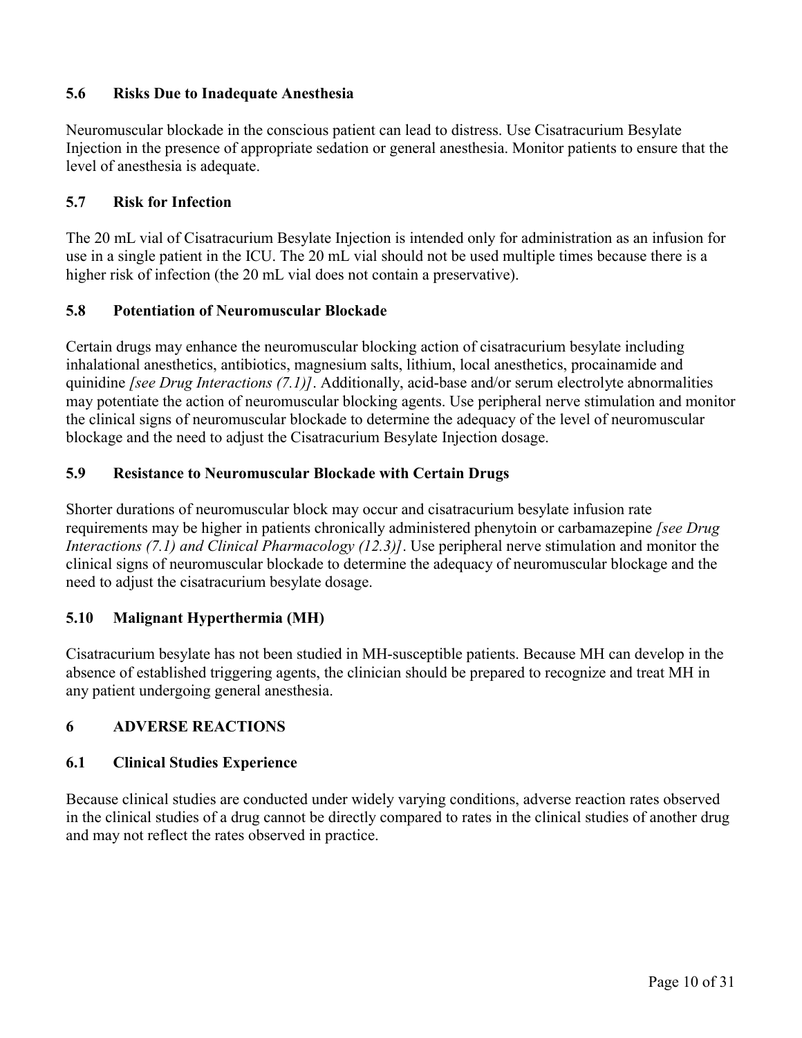### 5.6 Risks Due to Inadequate Anesthesia

Neuromuscular blockade in the conscious patient can lead to distress. Use Cisatracurium Besylate Injection in the presence of appropriate sedation or general anesthesia. Monitor patients to ensure that the level of anesthesia is adequate.

### 5.7 Risk for Infection

The 20 mL vial of Cisatracurium Besylate Injection is intended only for administration as an infusion for use in a single patient in the ICU. The 20 mL vial should not be used multiple times because there is a higher risk of infection (the 20 mL vial does not contain a preservative).

### 5.8 Potentiation of Neuromuscular Blockade

Certain drugs may enhance the neuromuscular blocking action of cisatracurium besylate including inhalational anesthetics, antibiotics, magnesium salts, lithium, local anesthetics, procainamide and quinidine *[see Drug Interactions (7.1)]*. Additionally, acid-base and/or serum electrolyte abnormalities may potentiate the action of neuromuscular blocking agents. Use peripheral nerve stimulation and monitor the clinical signs of neuromuscular blockade to determine the adequacy of the level of neuromuscular blockage and the need to adjust the Cisatracurium Besylate Injection dosage.

### 5.9 Resistance to Neuromuscular Blockade with Certain Drugs

Shorter durations of neuromuscular block may occur and cisatracurium besylate infusion rate requirements may be higher in patients chronically administered phenytoin or carbamazepine *[see Drug Interactions (7.1) and Clinical Pharmacology (12.3)]*. Use peripheral nerve stimulation and monitor the clinical signs of neuromuscular blockade to determine the adequacy of neuromuscular blockage and the need to adjust the cisatracurium besylate dosage.

### 5.10 Malignant Hyperthermia (MH)

Cisatracurium besylate has not been studied in MH-susceptible patients. Because MH can develop in the absence of established triggering agents, the clinician should be prepared to recognize and treat MH in any patient undergoing general anesthesia.

## 6 ADVERSE REACTIONS

### 6.1 Clinical Studies Experience

Because clinical studies are conducted under widely varying conditions, adverse reaction rates observed in the clinical studies of a drug cannot be directly compared to rates in the clinical studies of another drug and may not reflect the rates observed in practice.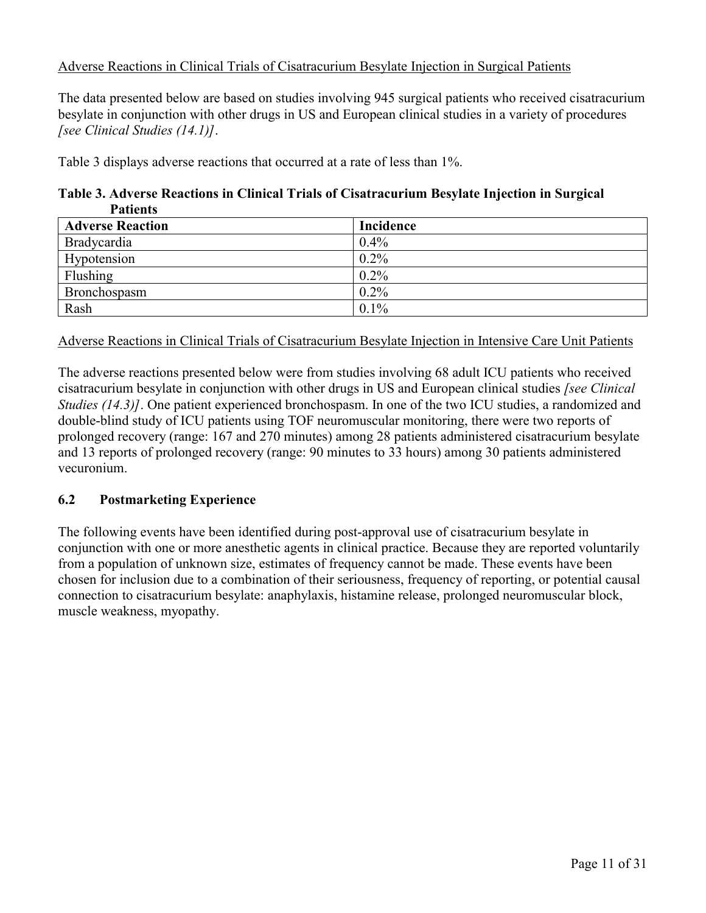Adverse Reactions in Clinical Trials of Cisatracurium Besylate Injection in Surgical Patients

The data presented below are based on studies involving 945 surgical patients who received cisatracurium besylate in conjunction with other drugs in US and European clinical studies in a variety of procedures *[see Clinical Studies (14.1)]*.

Table 3 displays adverse reactions that occurred at a rate of less than 1%.

**Table 3. Adverse Reactions in Clinical Trials of Cisatracurium Besylate Injection in Surgical Patients**

| Adverse Reaction | Incidence |
|---|---|
| Bradycardia | 0.4% |
| Hypotension | 0.2% |
| Flushing | 0.2% |
| Bronchospasm | 0.2% |
| Rash | 0.1% |

Adverse Reactions in Clinical Trials of Cisatracurium Besylate Injection in Intensive Care Unit Patients

The adverse reactions presented below were from studies involving 68 adult ICU patients who received cisatracurium besylate in conjunction with other drugs in US and European clinical studies *[see Clinical Studies (14.3)]*. One patient experienced bronchospasm. In one of the two ICU studies, a randomized and double-blind study of ICU patients using TOF neuromuscular monitoring, there were two reports of prolonged recovery (range: 167 and 270 minutes) among 28 patients administered cisatracurium besylate and 13 reports of prolonged recovery (range: 90 minutes to 33 hours) among 30 patients administered vecuronium.

## 6.2 Postmarketing Experience

The following events have been identified during post-approval use of cisatracurium besylate in conjunction with one or more anesthetic agents in clinical practice. Because they are reported voluntarily from a population of unknown size, estimates of frequency cannot be made. These events have been chosen for inclusion due to a combination of their seriousness, frequency of reporting, or potential causal connection to cisatracurium besylate: anaphylaxis, histamine release, prolonged neuromuscular block, muscle weakness, myopathy.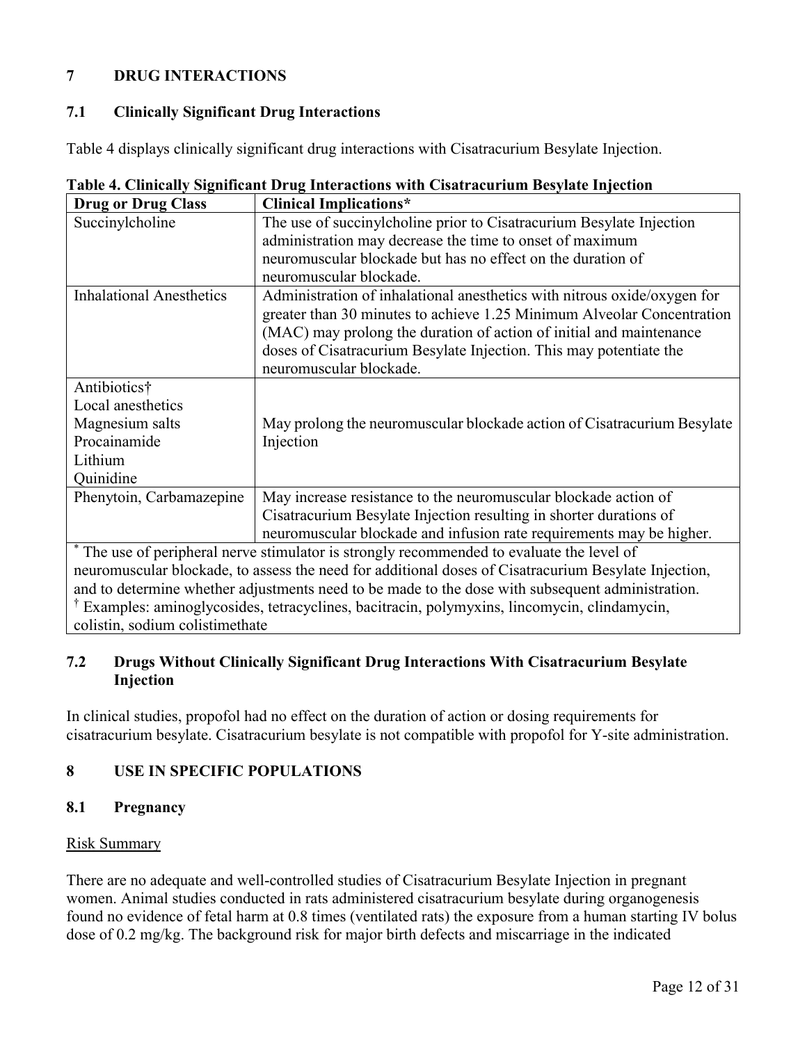## 7 DRUG INTERACTIONS

### 7.1 Clinically Significant Drug Interactions

Table 4 displays clinically significant drug interactions with Cisatracurium Besylate Injection.

**Table 4. Clinically Significant Drug Interactions with Cisatracurium Besylate Injection**

| Drug or Drug Class | Clinical Implications* |
|---|---|
| Succinylcholine | The use of succinylcholine prior to Cisatracurium Besylate Injection administration may decrease the time to onset of maximum neuromuscular blockade but has no effect on the duration of neuromuscular blockade. |
| Inhalational Anesthetics | Administration of inhalational anesthetics with nitrous oxide/oxygen for greater than 30 minutes to achieve 1.25 Minimum Alveolar Concentration (MAC) may prolong the duration of action of initial and maintenance doses of Cisatracurium Besylate Injection. This may potentiate the neuromuscular blockade. |
| Antibiotics†<br>Local anesthetics<br>Magnesium salts<br>Procainamide<br>Lithium<br>Quinidine | May prolong the neuromuscular blockade action of Cisatracurium Besylate Injection |
| Phenytoin, Carbamazepine | May increase resistance to the neuromuscular blockade action of Cisatracurium Besylate Injection resulting in shorter durations of neuromuscular blockade and infusion rate requirements may be higher. |

\* The use of peripheral nerve stimulator is strongly recommended to evaluate the level of neuromuscular blockade, to assess the need for additional doses of Cisatracurium Besylate Injection, and to determine whether adjustments need to be made to the dose with subsequent administration.

† Examples: aminoglycosides, tetracyclines, bacitracin, polymyxins, lincomycin, clindamycin, colistin, sodium colistimethate

### 7.2 Drugs Without Clinically Significant Drug Interactions With Cisatracurium Besylate Injection

In clinical studies, propofol had no effect on the duration of action or dosing requirements for cisatracurium besylate. Cisatracurium besylate is not compatible with propofol for Y-site administration.

## 8 USE IN SPECIFIC POPULATIONS

### 8.1 Pregnancy

Risk Summary

There are no adequate and well-controlled studies of Cisatracurium Besylate Injection in pregnant women. Animal studies conducted in rats administered cisatracurium besylate during organogenesis found no evidence of fetal harm at 0.8 times (ventilated rats) the exposure from a human starting IV bolus dose of 0.2 mg/kg. The background risk for major birth defects and miscarriage in the indicated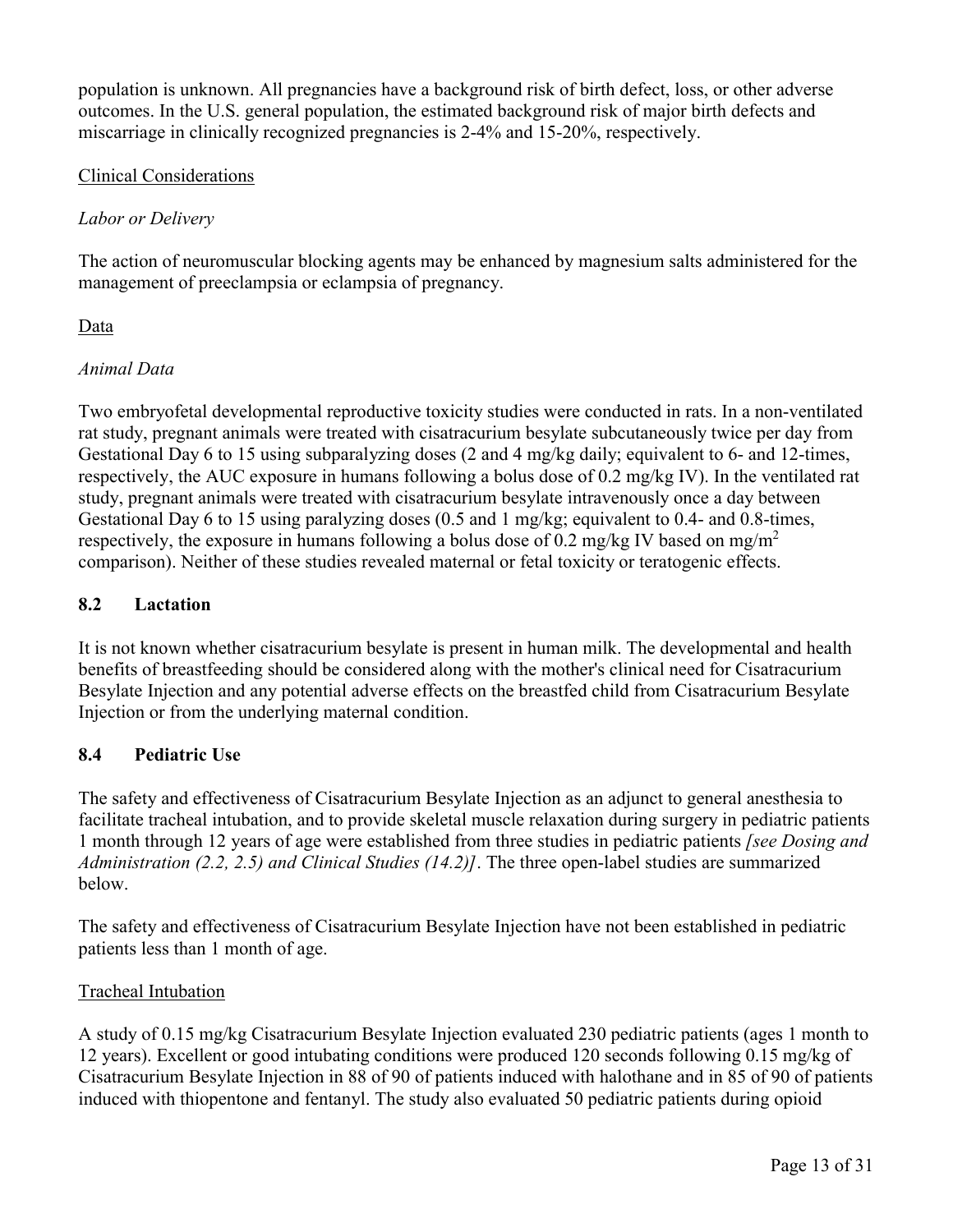population is unknown. All pregnancies have a background risk of birth defect, loss, or other adverse outcomes. In the U.S. general population, the estimated background risk of major birth defects and miscarriage in clinically recognized pregnancies is 2-4% and 15-20%, respectively.

Clinical Considerations

*Labor or Delivery*

The action of neuromuscular blocking agents may be enhanced by magnesium salts administered for the management of preeclampsia or eclampsia of pregnancy.

Data

*Animal Data*

Two embryofetal developmental reproductive toxicity studies were conducted in rats. In a non-ventilated rat study, pregnant animals were treated with cisatracurium besylate subcutaneously twice per day from Gestational Day 6 to 15 using subparalyzing doses (2 and 4 mg/kg daily; equivalent to 6- and 12-times, respectively, the AUC exposure in humans following a bolus dose of 0.2 mg/kg IV). In the ventilated rat study, pregnant animals were treated with cisatracurium besylate intravenously once a day between Gestational Day 6 to 15 using paralyzing doses (0.5 and 1 mg/kg; equivalent to 0.4- and 0.8-times, respectively, the exposure in humans following a bolus dose of 0.2 mg/kg IV based on mg/$m^2$ comparison). Neither of these studies revealed maternal or fetal toxicity or teratogenic effects.

## 8.2 Lactation

It is not known whether cisatracurium besylate is present in human milk. The developmental and health benefits of breastfeeding should be considered along with the mother's clinical need for Cisatracurium Besylate Injection and any potential adverse effects on the breastfed child from Cisatracurium Besylate Injection or from the underlying maternal condition.

## 8.4 Pediatric Use

The safety and effectiveness of Cisatracurium Besylate Injection as an adjunct to general anesthesia to facilitate tracheal intubation, and to provide skeletal muscle relaxation during surgery in pediatric patients 1 month through 12 years of age were established from three studies in pediatric patients *[see Dosing and Administration (2.2, 2.5) and Clinical Studies (14.2)]*. The three open-label studies are summarized below.

The safety and effectiveness of Cisatracurium Besylate Injection have not been established in pediatric patients less than 1 month of age.

Tracheal Intubation

A study of 0.15 mg/kg Cisatracurium Besylate Injection evaluated 230 pediatric patients (ages 1 month to 12 years). Excellent or good intubating conditions were produced 120 seconds following 0.15 mg/kg of Cisatracurium Besylate Injection in 88 of 90 of patients induced with halothane and in 85 of 90 of patients induced with thiopentone and fentanyl. The study also evaluated 50 pediatric patients during opioid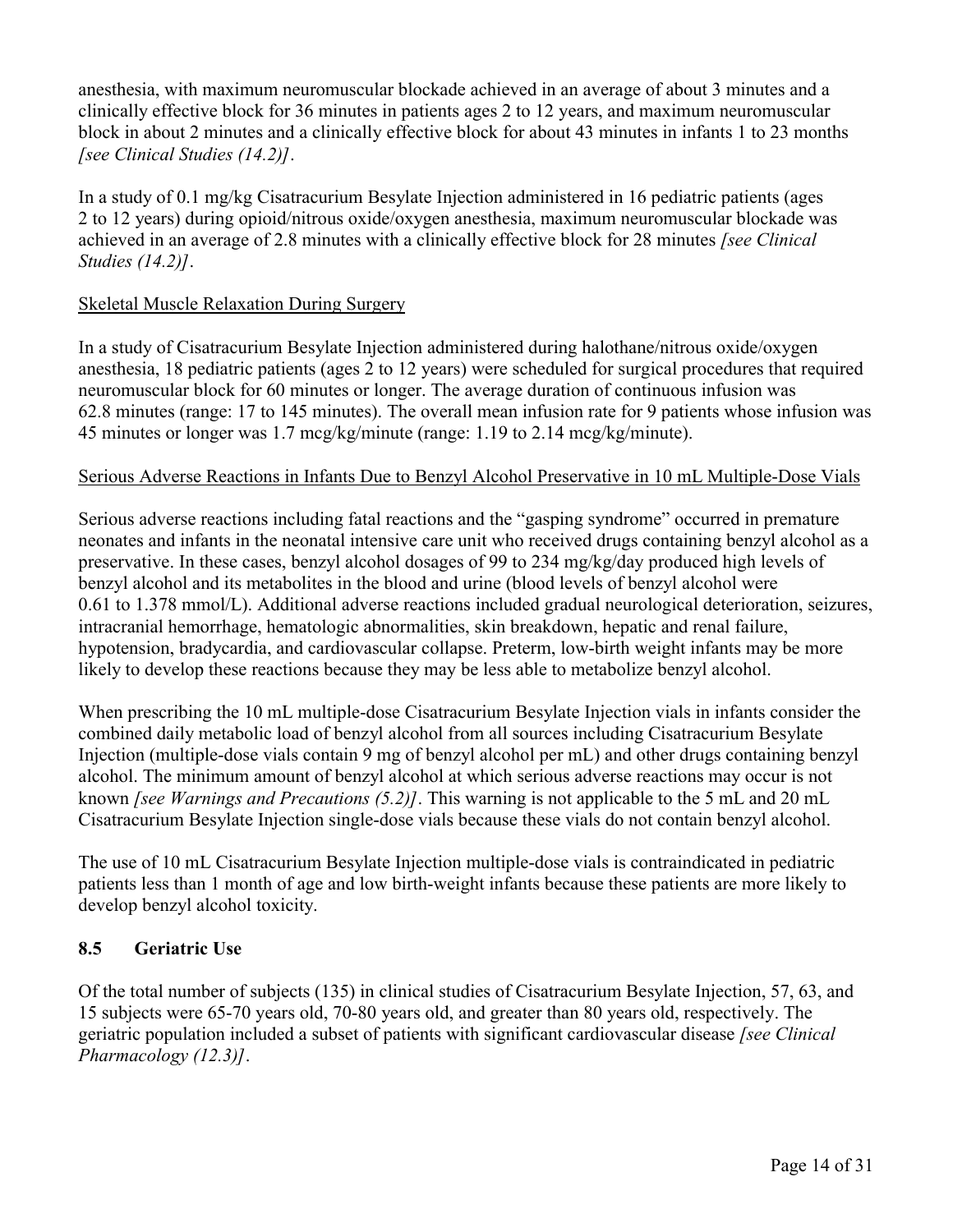anesthesia, with maximum neuromuscular blockade achieved in an average of about 3 minutes and a clinically effective block for 36 minutes in patients ages 2 to 12 years, and maximum neuromuscular block in about 2 minutes and a clinically effective block for about 43 minutes in infants 1 to 23 months *[see Clinical Studies (14.2)]*.

In a study of 0.1 mg/kg Cisatracurium Besylate Injection administered in 16 pediatric patients (ages 2 to 12 years) during opioid/nitrous oxide/oxygen anesthesia, maximum neuromuscular blockade was achieved in an average of 2.8 minutes with a clinically effective block for 28 minutes *[see Clinical Studies (14.2)]*.

<u>Skeletal Muscle Relaxation During Surgery</u>

In a study of Cisatracurium Besylate Injection administered during halothane/nitrous oxide/oxygen anesthesia, 18 pediatric patients (ages 2 to 12 years) were scheduled for surgical procedures that required neuromuscular block for 60 minutes or longer. The average duration of continuous infusion was 62.8 minutes (range: 17 to 145 minutes). The overall mean infusion rate for 9 patients whose infusion was 45 minutes or longer was 1.7 mcg/kg/minute (range: 1.19 to 2.14 mcg/kg/minute).

<u>Serious Adverse Reactions in Infants Due to Benzyl Alcohol Preservative in 10 mL Multiple-Dose Vials</u>

Serious adverse reactions including fatal reactions and the "gasping syndrome" occurred in premature neonates and infants in the neonatal intensive care unit who received drugs containing benzyl alcohol as a preservative. In these cases, benzyl alcohol dosages of 99 to 234 mg/kg/day produced high levels of benzyl alcohol and its metabolites in the blood and urine (blood levels of benzyl alcohol were 0.61 to 1.378 mmol/L). Additional adverse reactions included gradual neurological deterioration, seizures, intracranial hemorrhage, hematologic abnormalities, skin breakdown, hepatic and renal failure, hypotension, bradycardia, and cardiovascular collapse. Preterm, low-birth weight infants may be more likely to develop these reactions because they may be less able to metabolize benzyl alcohol.

When prescribing the 10 mL multiple-dose Cisatracurium Besylate Injection vials in infants consider the combined daily metabolic load of benzyl alcohol from all sources including Cisatracurium Besylate Injection (multiple-dose vials contain 9 mg of benzyl alcohol per mL) and other drugs containing benzyl alcohol. The minimum amount of benzyl alcohol at which serious adverse reactions may occur is not known *[see Warnings and Precautions (5.2)]*. This warning is not applicable to the 5 mL and 20 mL Cisatracurium Besylate Injection single-dose vials because these vials do not contain benzyl alcohol.

The use of 10 mL Cisatracurium Besylate Injection multiple-dose vials is contraindicated in pediatric patients less than 1 month of age and low birth-weight infants because these patients are more likely to develop benzyl alcohol toxicity.

### 8.5 Geriatric Use

Of the total number of subjects (135) in clinical studies of Cisatracurium Besylate Injection, 57, 63, and 15 subjects were 65-70 years old, 70-80 years old, and greater than 80 years old, respectively. The geriatric population included a subset of patients with significant cardiovascular disease *[see Clinical Pharmacology (12.3)]*.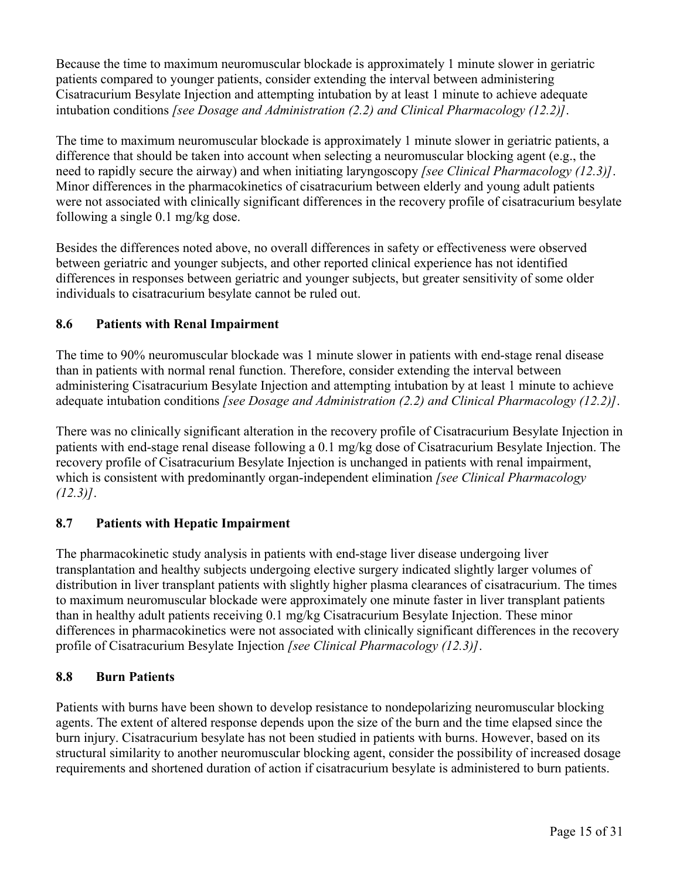Because the time to maximum neuromuscular blockade is approximately 1 minute slower in geriatric patients compared to younger patients, consider extending the interval between administering Cisatracurium Besylate Injection and attempting intubation by at least 1 minute to achieve adequate intubation conditions *[see Dosage and Administration (2.2) and Clinical Pharmacology (12.2)]*.

The time to maximum neuromuscular blockade is approximately 1 minute slower in geriatric patients, a difference that should be taken into account when selecting a neuromuscular blocking agent (e.g., the need to rapidly secure the airway) and when initiating laryngoscopy *[see Clinical Pharmacology (12.3)]*. Minor differences in the pharmacokinetics of cisatracurium between elderly and young adult patients were not associated with clinically significant differences in the recovery profile of cisatracurium besylate following a single 0.1 mg/kg dose.

Besides the differences noted above, no overall differences in safety or effectiveness were observed between geriatric and younger subjects, and other reported clinical experience has not identified differences in responses between geriatric and younger subjects, but greater sensitivity of some older individuals to cisatracurium besylate cannot be ruled out.

### 8.6 Patients with Renal Impairment

The time to 90% neuromuscular blockade was 1 minute slower in patients with end-stage renal disease than in patients with normal renal function. Therefore, consider extending the interval between administering Cisatracurium Besylate Injection and attempting intubation by at least 1 minute to achieve adequate intubation conditions *[see Dosage and Administration (2.2) and Clinical Pharmacology (12.2)]*.

There was no clinically significant alteration in the recovery profile of Cisatracurium Besylate Injection in patients with end-stage renal disease following a 0.1 mg/kg dose of Cisatracurium Besylate Injection. The recovery profile of Cisatracurium Besylate Injection is unchanged in patients with renal impairment, which is consistent with predominantly organ-independent elimination *[see Clinical Pharmacology (12.3)]*.

### 8.7 Patients with Hepatic Impairment

The pharmacokinetic study analysis in patients with end-stage liver disease undergoing liver transplantation and healthy subjects undergoing elective surgery indicated slightly larger volumes of distribution in liver transplant patients with slightly higher plasma clearances of cisatracurium. The times to maximum neuromuscular blockade were approximately one minute faster in liver transplant patients than in healthy adult patients receiving 0.1 mg/kg Cisatracurium Besylate Injection. These minor differences in pharmacokinetics were not associated with clinically significant differences in the recovery profile of Cisatracurium Besylate Injection *[see Clinical Pharmacology (12.3)]*.

### 8.8 Burn Patients

Patients with burns have been shown to develop resistance to nondepolarizing neuromuscular blocking agents. The extent of altered response depends upon the size of the burn and the time elapsed since the burn injury. Cisatracurium besylate has not been studied in patients with burns. However, based on its structural similarity to another neuromuscular blocking agent, consider the possibility of increased dosage requirements and shortened duration of action if cisatracurium besylate is administered to burn patients.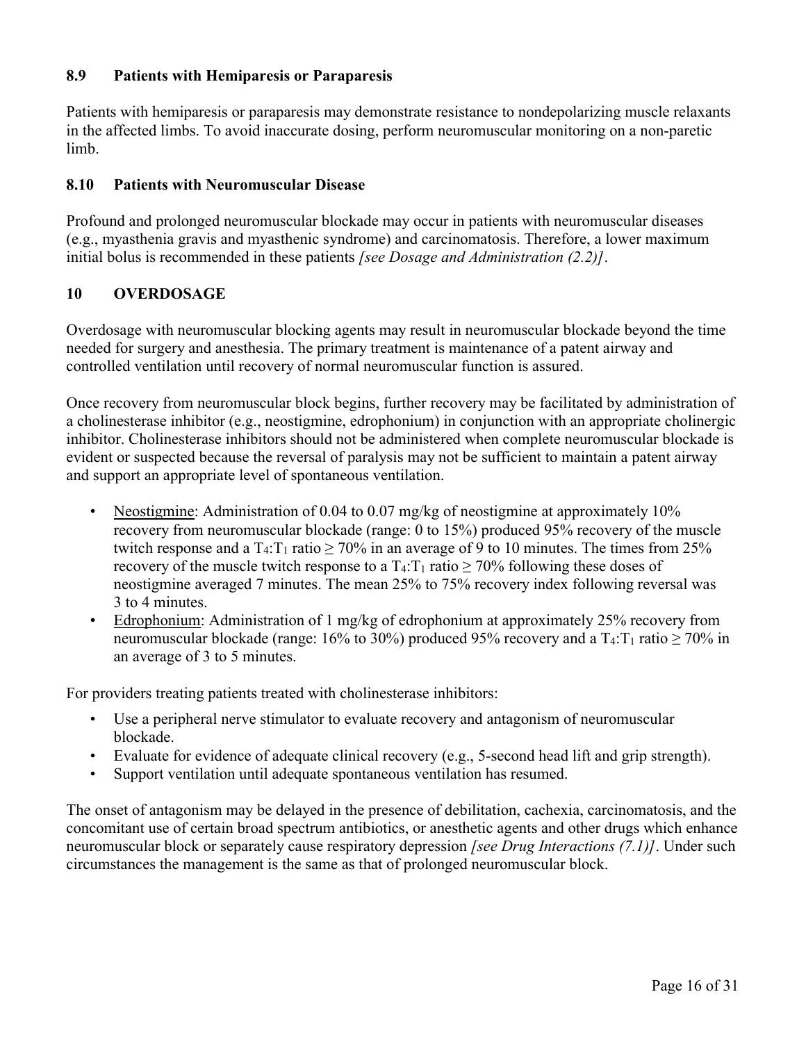### 8.9 Patients with Hemiparesis or Paraparesis

Patients with hemiparesis or paraparesis may demonstrate resistance to nondepolarizing muscle relaxants in the affected limbs. To avoid inaccurate dosing, perform neuromuscular monitoring on a non-paretic limb.

### 8.10 Patients with Neuromuscular Disease

Profound and prolonged neuromuscular blockade may occur in patients with neuromuscular diseases (e.g., myasthenia gravis and myasthenic syndrome) and carcinomatosis. Therefore, a lower maximum initial bolus is recommended in these patients *[see Dosage and Administration (2.2)]*.

## 10 OVERDOSAGE

Overdosage with neuromuscular blocking agents may result in neuromuscular blockade beyond the time needed for surgery and anesthesia. The primary treatment is maintenance of a patent airway and controlled ventilation until recovery of normal neuromuscular function is assured.

Once recovery from neuromuscular block begins, further recovery may be facilitated by administration of a cholinesterase inhibitor (e.g., neostigmine, edrophonium) in conjunction with an appropriate cholinergic inhibitor. Cholinesterase inhibitors should not be administered when complete neuromuscular blockade is evident or suspected because the reversal of paralysis may not be sufficient to maintain a patent airway and support an appropriate level of spontaneous ventilation.

- Neostigmine: Administration of 0.04 to 0.07 mg/kg of neostigmine at approximately 10% recovery from neuromuscular blockade (range: 0 to 15%) produced 95% recovery of the muscle twitch response and a $T_4$:$T_1$ ratio ≥ 70% in an average of 9 to 10 minutes. The times from 25% recovery of the muscle twitch response to a $T_4$:$T_1$ ratio ≥ 70% following these doses of neostigmine averaged 7 minutes. The mean 25% to 75% recovery index following reversal was 3 to 4 minutes.
- Edrophonium: Administration of 1 mg/kg of edrophonium at approximately 25% recovery from neuromuscular blockade (range: 16% to 30%) produced 95% recovery and a $T_4$:$T_1$ ratio ≥ 70% in an average of 3 to 5 minutes.

For providers treating patients treated with cholinesterase inhibitors:

- Use a peripheral nerve stimulator to evaluate recovery and antagonism of neuromuscular blockade.
- Evaluate for evidence of adequate clinical recovery (e.g., 5-second head lift and grip strength).
- Support ventilation until adequate spontaneous ventilation has resumed.

The onset of antagonism may be delayed in the presence of debilitation, cachexia, carcinomatosis, and the concomitant use of certain broad spectrum antibiotics, or anesthetic agents and other drugs which enhance neuromuscular block or separately cause respiratory depression *[see Drug Interactions (7.1)]*. Under such circumstances the management is the same as that of prolonged neuromuscular block.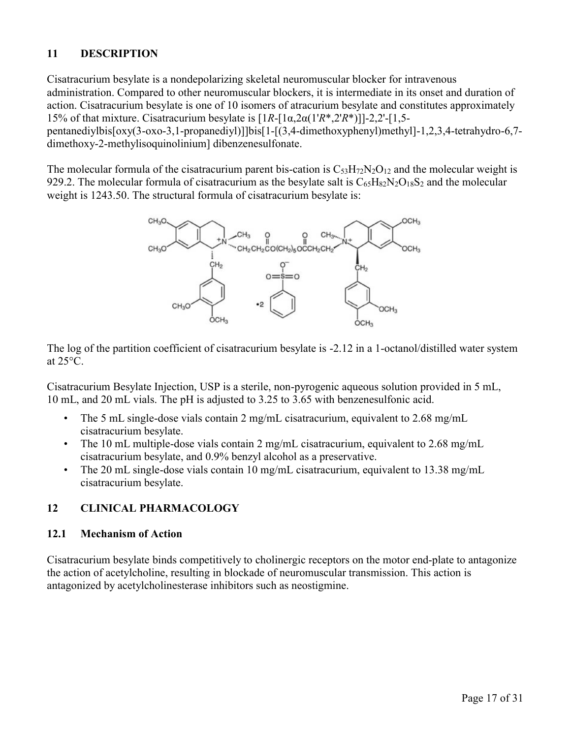## 11 DESCRIPTION

Cisatracurium besylate is a nondepolarizing skeletal neuromuscular blocker for intravenous administration. Compared to other neuromuscular blockers, it is intermediate in its onset and duration of action. Cisatracurium besylate is one of 10 isomers of atracurium besylate and constitutes approximately 15% of that mixture. Cisatracurium besylate is [1*R*-[1α,2α(1'*R**,2'*R**)]]-2,2'-[1,5-pentanediylbis[oxy(3-oxo-3,1-propanediyl)]]bis[1-[(3,4-dimethoxyphenyl)methyl]-1,2,3,4-tetrahydro-6,7-dimethoxy-2-methylisoquinolinium] dibenzenesulfonate.

The molecular formula of the cisatracurium parent bis-cation is $C_{53}H_{72}N_2O_{12}$ and the molecular weight is 929.2. The molecular formula of cisatracurium as the besylate salt is $C_{65}H_{82}N_2O_{18}S_2$ and the molecular weight is 1243.50. The structural formula of cisatracurium besylate is:

The log of the partition coefficient of cisatracurium besylate is -2.12 in a 1-octanol/distilled water system at 25°C.

Cisatracurium Besylate Injection, USP is a sterile, non-pyrogenic aqueous solution provided in 5 mL, 10 mL, and 20 mL vials. The pH is adjusted to 3.25 to 3.65 with benzenesulfonic acid.

- The 5 mL single-dose vials contain 2 mg/mL cisatracurium, equivalent to 2.68 mg/mL cisatracurium besylate.
- The 10 mL multiple-dose vials contain 2 mg/mL cisatracurium, equivalent to 2.68 mg/mL cisatracurium besylate, and 0.9% benzyl alcohol as a preservative.
- The 20 mL single-dose vials contain 10 mg/mL cisatracurium, equivalent to 13.38 mg/mL cisatracurium besylate.

## 12 CLINICAL PHARMACOLOGY

### 12.1 Mechanism of Action

Cisatracurium besylate binds competitively to cholinergic receptors on the motor end-plate to antagonize the action of acetylcholine, resulting in blockade of neuromuscular transmission. This action is antagonized by acetylcholinesterase inhibitors such as neostigmine.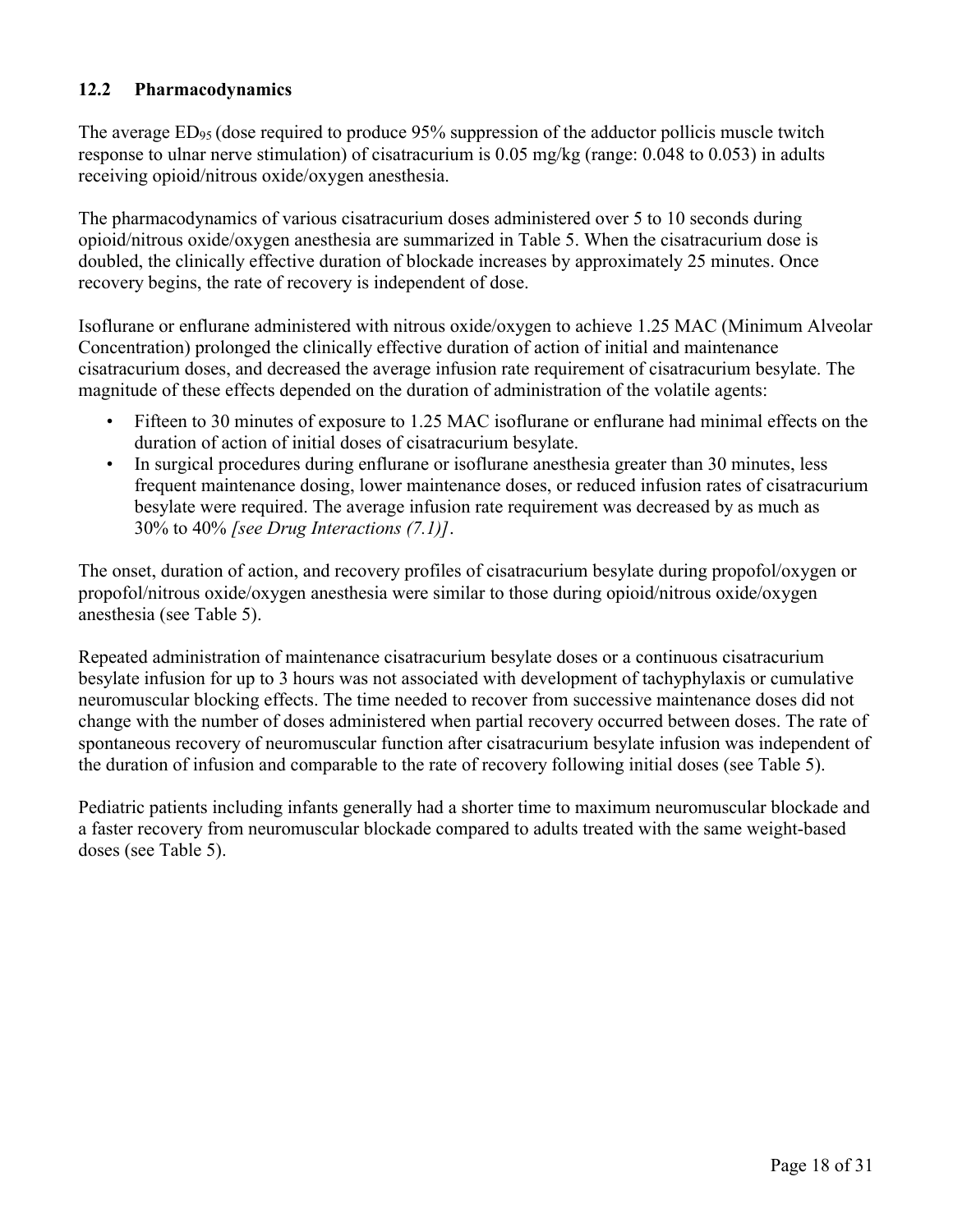### 12.2 Pharmacodynamics

The average $ED_{95}$ (dose required to produce 95% suppression of the adductor pollicis muscle twitch response to ulnar nerve stimulation) of cisatracurium is 0.05 mg/kg (range: 0.048 to 0.053) in adults receiving opioid/nitrous oxide/oxygen anesthesia.

The pharmacodynamics of various cisatracurium doses administered over 5 to 10 seconds during opioid/nitrous oxide/oxygen anesthesia are summarized in Table 5. When the cisatracurium dose is doubled, the clinically effective duration of blockade increases by approximately 25 minutes. Once recovery begins, the rate of recovery is independent of dose.

Isoflurane or enflurane administered with nitrous oxide/oxygen to achieve 1.25 MAC (Minimum Alveolar Concentration) prolonged the clinically effective duration of action of initial and maintenance cisatracurium doses, and decreased the average infusion rate requirement of cisatracurium besylate. The magnitude of these effects depended on the duration of administration of the volatile agents:

- Fifteen to 30 minutes of exposure to 1.25 MAC isoflurane or enflurane had minimal effects on the duration of action of initial doses of cisatracurium besylate.
- In surgical procedures during enflurane or isoflurane anesthesia greater than 30 minutes, less frequent maintenance dosing, lower maintenance doses, or reduced infusion rates of cisatracurium besylate were required. The average infusion rate requirement was decreased by as much as 30% to 40% *[see Drug Interactions (7.1)]*.

The onset, duration of action, and recovery profiles of cisatracurium besylate during propofol/oxygen or propofol/nitrous oxide/oxygen anesthesia were similar to those during opioid/nitrous oxide/oxygen anesthesia (see Table 5).

Repeated administration of maintenance cisatracurium besylate doses or a continuous cisatracurium besylate infusion for up to 3 hours was not associated with development of tachyphylaxis or cumulative neuromuscular blocking effects. The time needed to recover from successive maintenance doses did not change with the number of doses administered when partial recovery occurred between doses. The rate of spontaneous recovery of neuromuscular function after cisatracurium besylate infusion was independent of the duration of infusion and comparable to the rate of recovery following initial doses (see Table 5).

Pediatric patients including infants generally had a shorter time to maximum neuromuscular blockade and a faster recovery from neuromuscular blockade compared to adults treated with the same weight-based doses (see Table 5).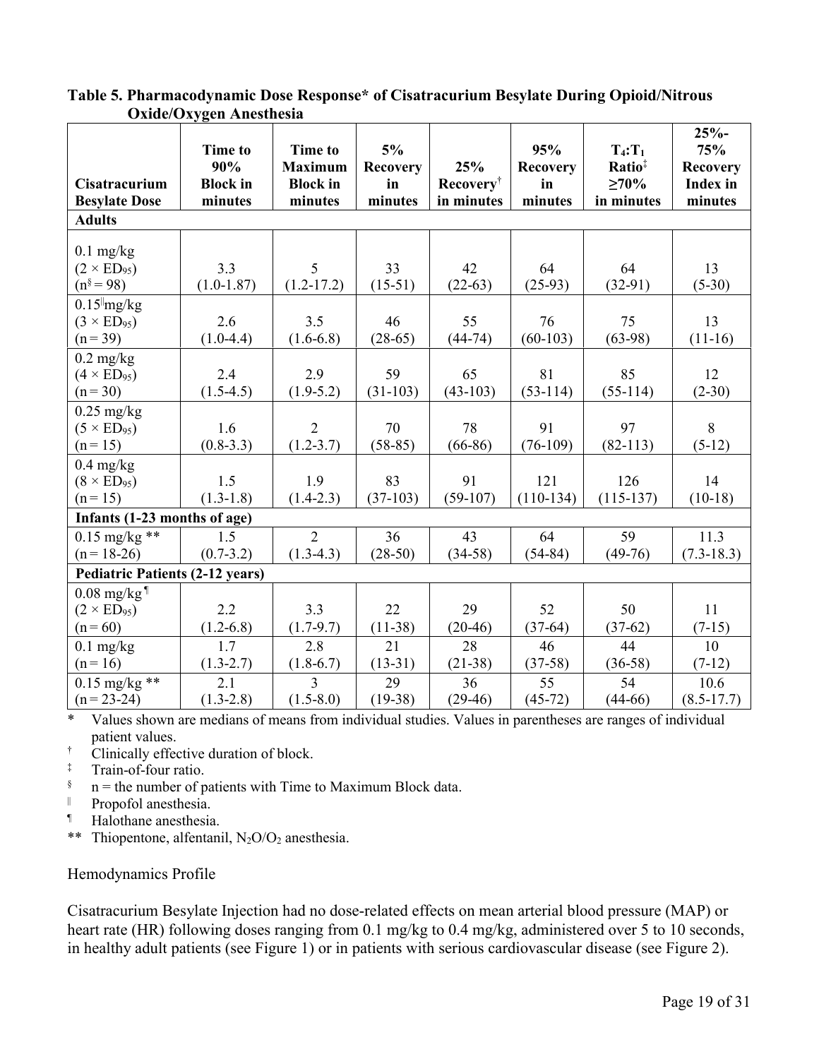**Table 5. Pharmacodynamic Dose Response* of Cisatracurium Besylate During Opioid/Nitrous Oxide/Oxygen Anesthesia**

| Cisatracurium Besylate Dose | Time to 90% Block in minutes | Time to Maximum Block in minutes | 5% Recovery in minutes | 25% Recovery† in minutes | 95% Recovery in minutes | $T_4$:$T_1$ Ratio‡ ≥70% in minutes | 25%-75% Recovery Index in minutes |
|---|---|---|---|---|---|---|---|
| **Adults** | | | | | | | |
| 0.1 mg/kg ($2 \times ED_{95}$) (n§ = 98) | 3.3 (1.0-1.87) | 5 (1.2-17.2) | 33 (15-51) | 42 (22-63) | 64 (25-93) | 64 (32-91) | 13 (5-30) |
| 0.15‖ mg/kg ($3 \times ED_{95}$) (n = 39) | 2.6 (1.0-4.4) | 3.5 (1.6-6.8) | 46 (28-65) | 55 (44-74) | 76 (60-103) | 75 (63-98) | 13 (11-16) |
| 0.2 mg/kg ($4 \times ED_{95}$) (n = 30) | 2.4 (1.5-4.5) | 2.9 (1.9-5.2) | 59 (31-103) | 65 (43-103) | 81 (53-114) | 85 (55-114) | 12 (2-30) |
| 0.25 mg/kg ($5 \times ED_{95}$) (n = 15) | 1.6 (0.8-3.3) | 2 (1.2-3.7) | 70 (58-85) | 78 (66-86) | 91 (76-109) | 97 (82-113) | 8 (5-12) |
| 0.4 mg/kg ($8 \times ED_{95}$) (n = 15) | 1.5 (1.3-1.8) | 1.9 (1.4-2.3) | 83 (37-103) | 91 (59-107) | 121 (110-134) | 126 (115-137) | 14 (10-18) |
| **Infants (1-23 months of age)** | | | | | | | |
| 0.15 mg/kg ** (n = 18-26) | 1.5 (0.7-3.2) | 2 (1.3-4.3) | 36 (28-50) | 43 (34-58) | 64 (54-84) | 59 (49-76) | 11.3 (7.3-18.3) |
| **Pediatric Patients (2-12 years)** | | | | | | | |
| 0.08 mg/kg¶ ($2 \times ED_{95}$) (n = 60) | 2.2 (1.2-6.8) | 3.3 (1.7-9.7) | 22 (11-38) | 29 (20-46) | 52 (37-64) | 50 (37-62) | 11 (7-15) |
| 0.1 mg/kg (n = 16) | 1.7 (1.3-2.7) | 2.8 (1.8-6.7) | 21 (13-31) | 28 (21-38) | 46 (37-58) | 44 (36-58) | 10 (7-12) |
| 0.15 mg/kg ** (n = 23-24) | 2.1 (1.3-2.8) | 3 (1.5-8.0) | 29 (19-38) | 36 (29-46) | 55 (45-72) | 54 (44-66) | 10.6 (8.5-17.7) |

\* Values shown are medians of means from individual studies. Values in parentheses are ranges of individual patient values.
† Clinically effective duration of block.
‡ Train-of-four ratio.
§ n = the number of patients with Time to Maximum Block data.
‖ Propofol anesthesia.
¶ Halothane anesthesia.
** Thiopentone, alfentanil, $N_2O/O_2$ anesthesia.

Hemodynamics Profile

Cisatracurium Besylate Injection had no dose-related effects on mean arterial blood pressure (MAP) or heart rate (HR) following doses ranging from 0.1 mg/kg to 0.4 mg/kg, administered over 5 to 10 seconds, in healthy adult patients (see Figure 1) or in patients with serious cardiovascular disease (see Figure 2).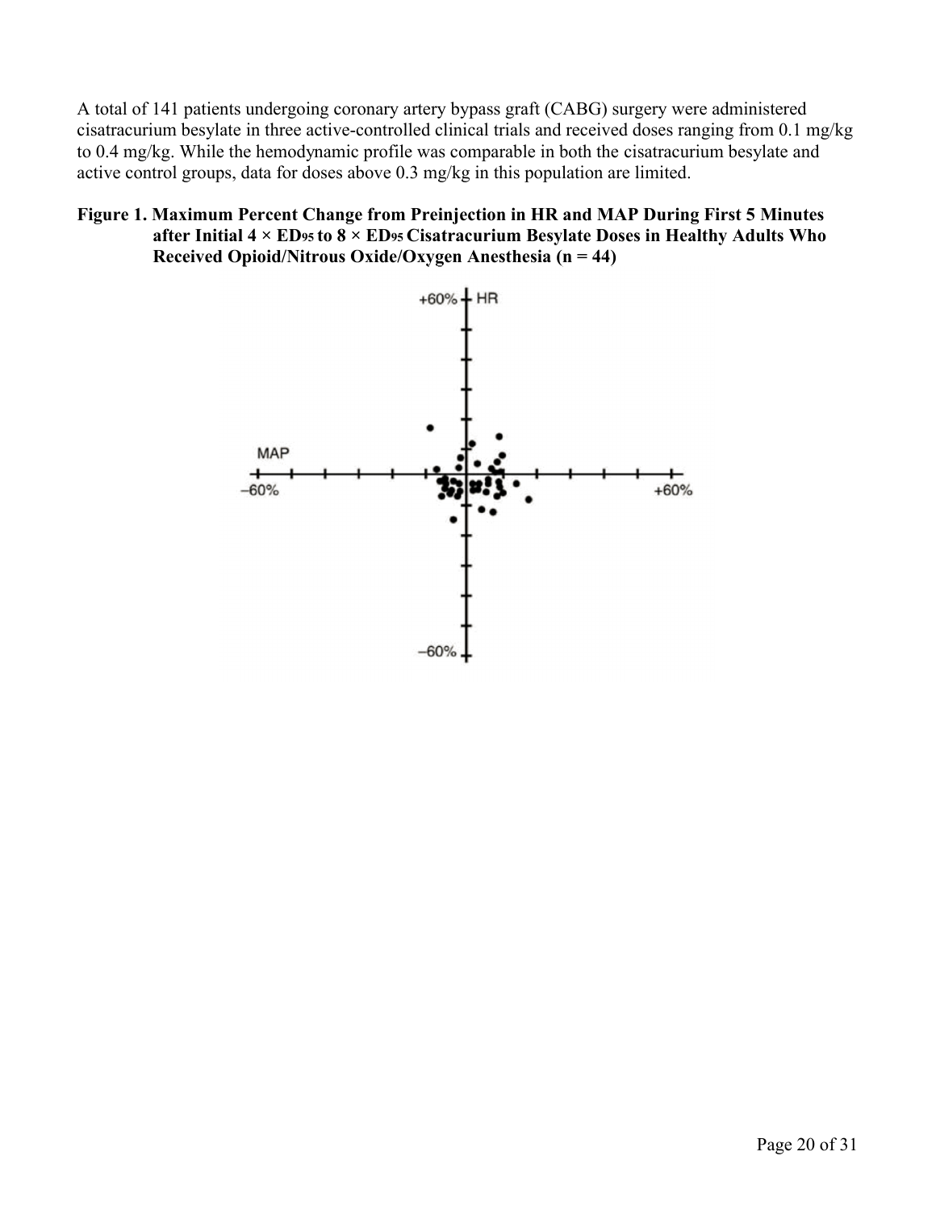A total of 141 patients undergoing coronary artery bypass graft (CABG) surgery were administered cisatracurium besylate in three active-controlled clinical trials and received doses ranging from 0.1 mg/kg to 0.4 mg/kg. While the hemodynamic profile was comparable in both the cisatracurium besylate and active control groups, data for doses above 0.3 mg/kg in this population are limited.

**Figure 1. Maximum Percent Change from Preinjection in HR and MAP During First 5 Minutes after Initial 4 × $ED_{95}$ to 8 × $ED_{95}$ Cisatracurium Besylate Doses in Healthy Adults Who Received Opioid/Nitrous Oxide/Oxygen Anesthesia (n = 44)**

+60% HR

MAP

−60%

+60%

−60%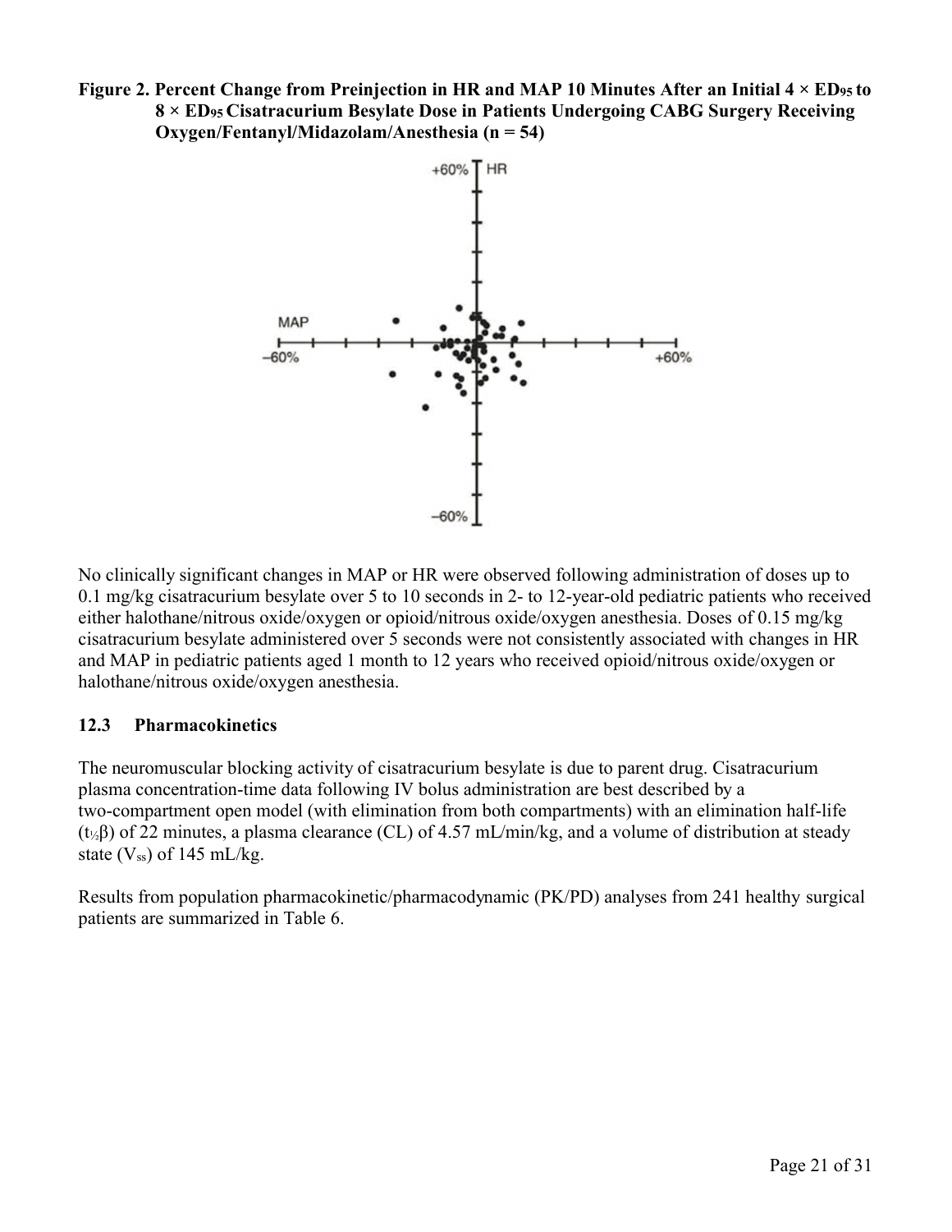**Figure 2. Percent Change from Preinjection in HR and MAP 10 Minutes After an Initial 4 × $ED_{95}$ to 8 × $ED_{95}$ Cisatracurium Besylate Dose in Patients Undergoing CABG Surgery Receiving Oxygen/Fentanyl/Midazolam/Anesthesia (n = 54)**

No clinically significant changes in MAP or HR were observed following administration of doses up to 0.1 mg/kg cisatracurium besylate over 5 to 10 seconds in 2- to 12-year-old pediatric patients who received either halothane/nitrous oxide/oxygen or opioid/nitrous oxide/oxygen anesthesia. Doses of 0.15 mg/kg cisatracurium besylate administered over 5 seconds were not consistently associated with changes in HR and MAP in pediatric patients aged 1 month to 12 years who received opioid/nitrous oxide/oxygen or halothane/nitrous oxide/oxygen anesthesia.

### 12.3 Pharmacokinetics

The neuromuscular blocking activity of cisatracurium besylate is due to parent drug. Cisatracurium plasma concentration-time data following IV bolus administration are best described by a two-compartment open model (with elimination from both compartments) with an elimination half-life ($t_{½}\beta$) of 22 minutes, a plasma clearance (CL) of 4.57 mL/min/kg, and a volume of distribution at steady state ($V_{ss}$) of 145 mL/kg.

Results from population pharmacokinetic/pharmacodynamic (PK/PD) analyses from 241 healthy surgical patients are summarized in Table 6.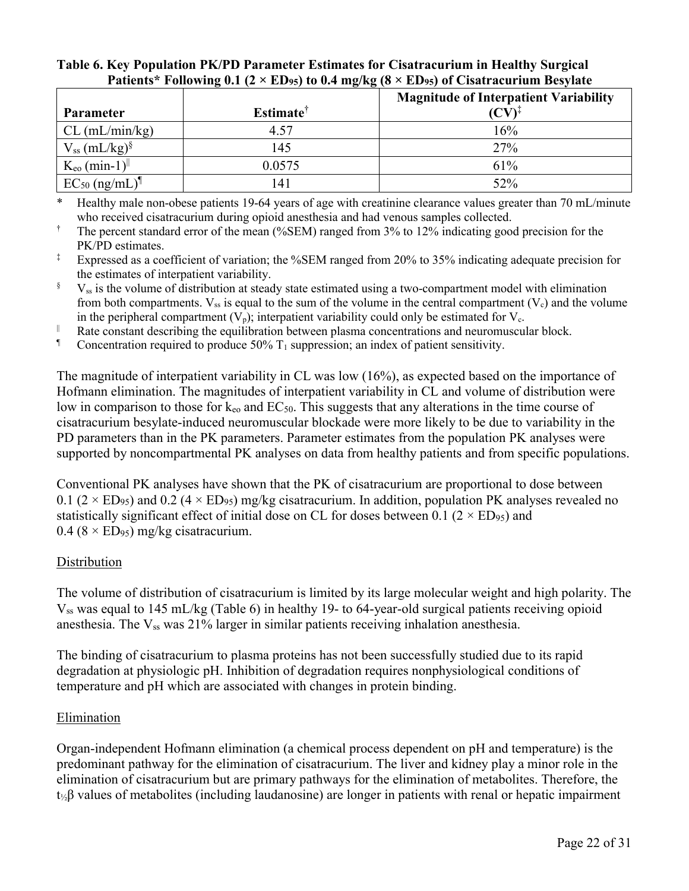**Table 6. Key Population PK/PD Parameter Estimates for Cisatracurium in Healthy Surgical Patients* Following 0.1 (2 × $ED_{95}$) to 0.4 mg/kg (8 × $ED_{95}$) of Cisatracurium Besylate**

| Parameter | Estimate† | Magnitude of Interpatient Variability (CV)‡ |
|---|---|---|
| CL (mL/min/kg) | 4.57 | 16% |
| $V_{ss}$ (mL/kg)§ | 145 | 27% |
| $K_{eo}$ (min-1)‖ | 0.0575 | 61% |
| $EC_{50}$ (ng/mL)¶ | 141 | 52% |

\* Healthy male non-obese patients 19-64 years of age with creatinine clearance values greater than 70 mL/minute who received cisatracurium during opioid anesthesia and had venous samples collected.

† The percent standard error of the mean (%SEM) ranged from 3% to 12% indicating good precision for the PK/PD estimates.

‡ Expressed as a coefficient of variation; the %SEM ranged from 20% to 35% indicating adequate precision for the estimates of interpatient variability.

§ $V_{ss}$ is the volume of distribution at steady state estimated using a two-compartment model with elimination from both compartments. $V_{ss}$ is equal to the sum of the volume in the central compartment ($V_c$) and the volume in the peripheral compartment ($V_p$); interpatient variability could only be estimated for $V_c$.

‖ Rate constant describing the equilibration between plasma concentrations and neuromuscular block.

¶ Concentration required to produce 50% $T_1$ suppression; an index of patient sensitivity.

The magnitude of interpatient variability in CL was low (16%), as expected based on the importance of Hofmann elimination. The magnitudes of interpatient variability in CL and volume of distribution were low in comparison to those for $k_{eo}$ and $EC_{50}$. This suggests that any alterations in the time course of cisatracurium besylate-induced neuromuscular blockade were more likely to be due to variability in the PD parameters than in the PK parameters. Parameter estimates from the population PK analyses were supported by noncompartmental PK analyses on data from healthy patients and from specific populations.

Conventional PK analyses have shown that the PK of cisatracurium are proportional to dose between 0.1 (2 × $ED_{95}$) and 0.2 (4 × $ED_{95}$) mg/kg cisatracurium. In addition, population PK analyses revealed no statistically significant effect of initial dose on CL for doses between 0.1 (2 × $ED_{95}$) and 0.4 (8 × $ED_{95}$) mg/kg cisatracurium.

Distribution

The volume of distribution of cisatracurium is limited by its large molecular weight and high polarity. The $V_{ss}$ was equal to 145 mL/kg (Table 6) in healthy 19- to 64-year-old surgical patients receiving opioid anesthesia. The $V_{ss}$ was 21% larger in similar patients receiving inhalation anesthesia.

The binding of cisatracurium to plasma proteins has not been successfully studied due to its rapid degradation at physiologic pH. Inhibition of degradation requires nonphysiological conditions of temperature and pH which are associated with changes in protein binding.

Elimination

Organ-independent Hofmann elimination (a chemical process dependent on pH and temperature) is the predominant pathway for the elimination of cisatracurium. The liver and kidney play a minor role in the elimination of cisatracurium but are primary pathways for the elimination of metabolites. Therefore, the $t_{½}\beta$ values of metabolites (including laudanosine) are longer in patients with renal or hepatic impairment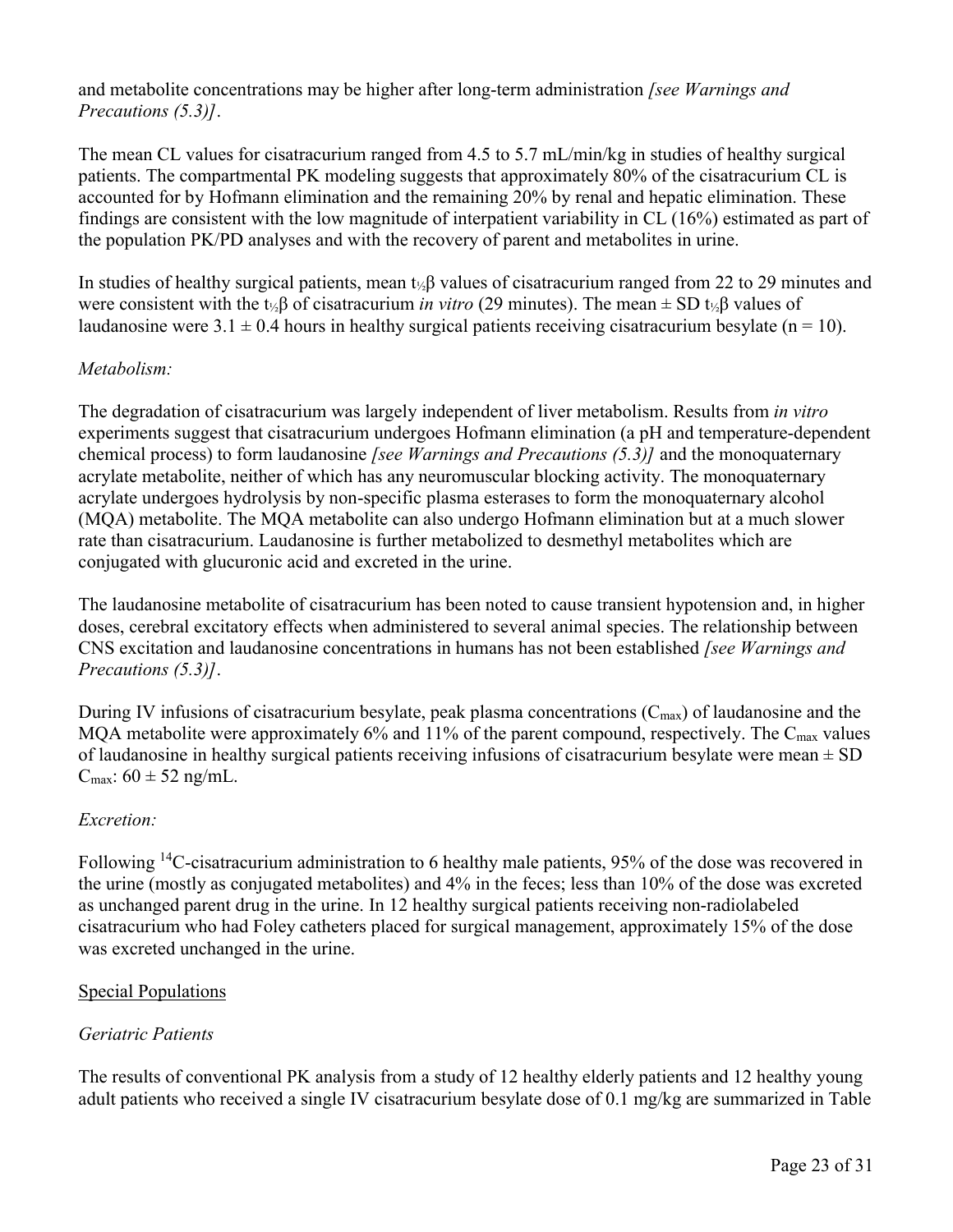and metabolite concentrations may be higher after long-term administration *[see Warnings and Precautions (5.3)]*.

The mean CL values for cisatracurium ranged from 4.5 to 5.7 mL/min/kg in studies of healthy surgical patients. The compartmental PK modeling suggests that approximately 80% of the cisatracurium CL is accounted for by Hofmann elimination and the remaining 20% by renal and hepatic elimination. These findings are consistent with the low magnitude of interpatient variability in CL (16%) estimated as part of the population PK/PD analyses and with the recovery of parent and metabolites in urine.

In studies of healthy surgical patients, mean $t_{½}\beta$ values of cisatracurium ranged from 22 to 29 minutes and were consistent with the $t_{½}\beta$ of cisatracurium *in vitro* (29 minutes). The mean ± SD $t_{½}\beta$ values of laudanosine were 3.1 ± 0.4 hours in healthy surgical patients receiving cisatracurium besylate (n = 10).

*Metabolism:*

The degradation of cisatracurium was largely independent of liver metabolism. Results from *in vitro* experiments suggest that cisatracurium undergoes Hofmann elimination (a pH and temperature-dependent chemical process) to form laudanosine *[see Warnings and Precautions (5.3)]* and the monoquaternary acrylate metabolite, neither of which has any neuromuscular blocking activity. The monoquaternary acrylate undergoes hydrolysis by non-specific plasma esterases to form the monoquaternary alcohol (MQA) metabolite. The MQA metabolite can also undergo Hofmann elimination but at a much slower rate than cisatracurium. Laudanosine is further metabolized to desmethyl metabolites which are conjugated with glucuronic acid and excreted in the urine.

The laudanosine metabolite of cisatracurium has been noted to cause transient hypotension and, in higher doses, cerebral excitatory effects when administered to several animal species. The relationship between CNS excitation and laudanosine concentrations in humans has not been established *[see Warnings and Precautions (5.3)]*.

During IV infusions of cisatracurium besylate, peak plasma concentrations ($C_{max}$) of laudanosine and the MQA metabolite were approximately 6% and 11% of the parent compound, respectively. The $C_{max}$ values of laudanosine in healthy surgical patients receiving infusions of cisatracurium besylate were mean ± SD $C_{max}$: 60 ± 52 ng/mL.

*Excretion:*

Following $^{14}C$-cisatracurium administration to 6 healthy male patients, 95% of the dose was recovered in the urine (mostly as conjugated metabolites) and 4% in the feces; less than 10% of the dose was excreted as unchanged parent drug in the urine. In 12 healthy surgical patients receiving non-radiolabeled cisatracurium who had Foley catheters placed for surgical management, approximately 15% of the dose was excreted unchanged in the urine.

Special Populations

*Geriatric Patients*

The results of conventional PK analysis from a study of 12 healthy elderly patients and 12 healthy young adult patients who received a single IV cisatracurium besylate dose of 0.1 mg/kg are summarized in Table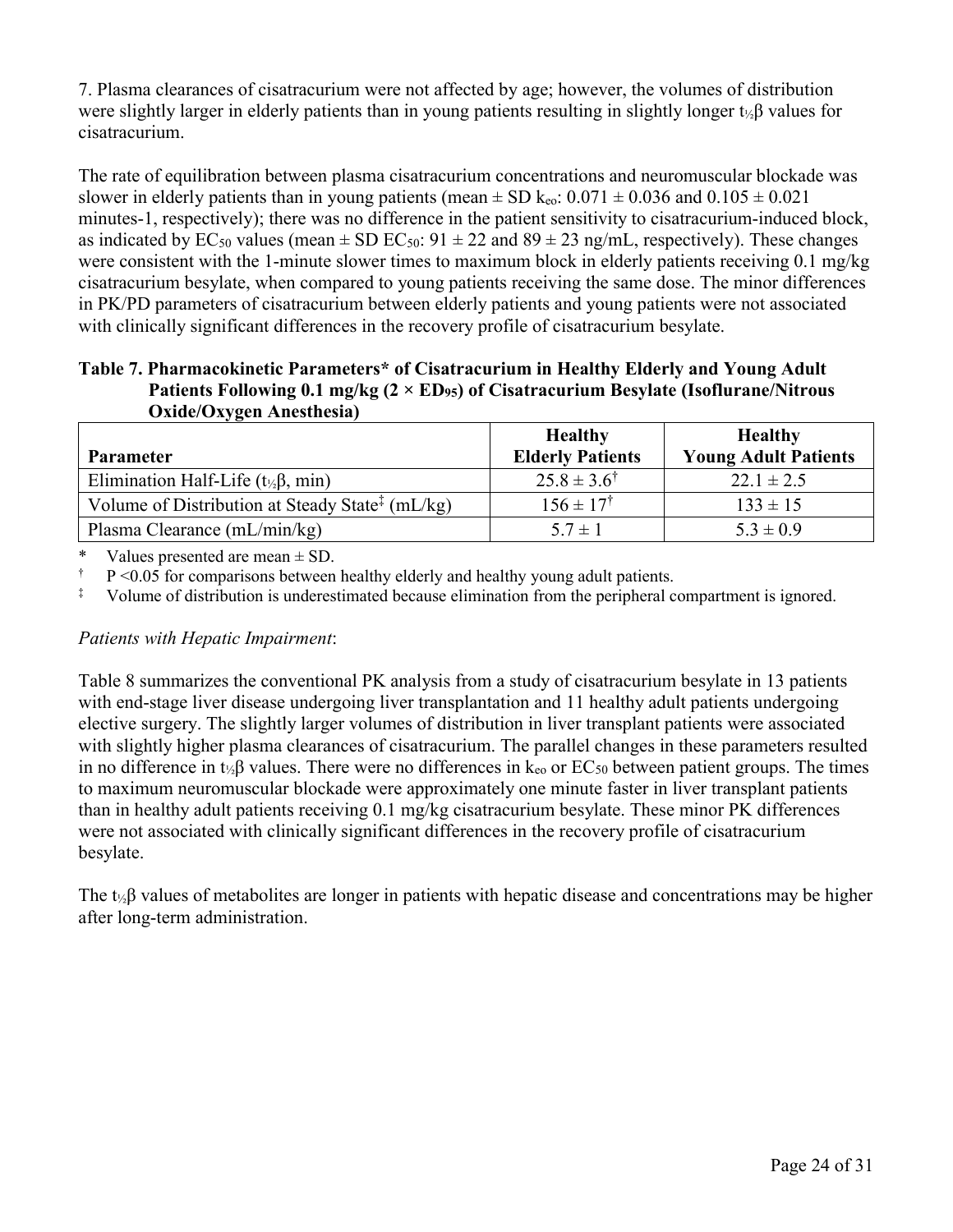7. Plasma clearances of cisatracurium were not affected by age; however, the volumes of distribution were slightly larger in elderly patients than in young patients resulting in slightly longer $t_{½}\beta$ values for cisatracurium.

The rate of equilibration between plasma cisatracurium concentrations and neuromuscular blockade was slower in elderly patients than in young patients (mean ± SD $k_{eo}$: 0.071 ± 0.036 and 0.105 ± 0.021 minutes-1, respectively); there was no difference in the patient sensitivity to cisatracurium-induced block, as indicated by $EC_{50}$ values (mean ± SD $EC_{50}$: 91 ± 22 and 89 ± 23 ng/mL, respectively). These changes were consistent with the 1-minute slower times to maximum block in elderly patients receiving 0.1 mg/kg cisatracurium besylate, when compared to young patients receiving the same dose. The minor differences in PK/PD parameters of cisatracurium between elderly patients and young patients were not associated with clinically significant differences in the recovery profile of cisatracurium besylate.

**Table 7. Pharmacokinetic Parameters* of Cisatracurium in Healthy Elderly and Young Adult Patients Following 0.1 mg/kg (2 × $ED_{95}$) of Cisatracurium Besylate (Isoflurane/Nitrous Oxide/Oxygen Anesthesia)**

| Parameter | Healthy Elderly Patients | Healthy Young Adult Patients |
|---|---|---|
| Elimination Half-Life ($t_{½}\beta$, min) | 25.8 ± 3.6† | 22.1 ± 2.5 |
| Volume of Distribution at Steady State‡ (mL/kg) | 156 ± 17† | 133 ± 15 |
| Plasma Clearance (mL/min/kg) | 5.7 ± 1 | 5.3 ± 0.9 |

\* Values presented are mean ± SD.

† $P < 0.05$ for comparisons between healthy elderly and healthy young adult patients.

‡ Volume of distribution is underestimated because elimination from the peripheral compartment is ignored.

*Patients with Hepatic Impairment*:

Table 8 summarizes the conventional PK analysis from a study of cisatracurium besylate in 13 patients with end-stage liver disease undergoing liver transplantation and 11 healthy adult patients undergoing elective surgery. The slightly larger volumes of distribution in liver transplant patients were associated with slightly higher plasma clearances of cisatracurium. The parallel changes in these parameters resulted in no difference in $t_{½}\beta$ values. There were no differences in $k_{eo}$ or $EC_{50}$ between patient groups. The times to maximum neuromuscular blockade were approximately one minute faster in liver transplant patients than in healthy adult patients receiving 0.1 mg/kg cisatracurium besylate. These minor PK differences were not associated with clinically significant differences in the recovery profile of cisatracurium besylate.

The $t_{½}\beta$ values of metabolites are longer in patients with hepatic disease and concentrations may be higher after long-term administration.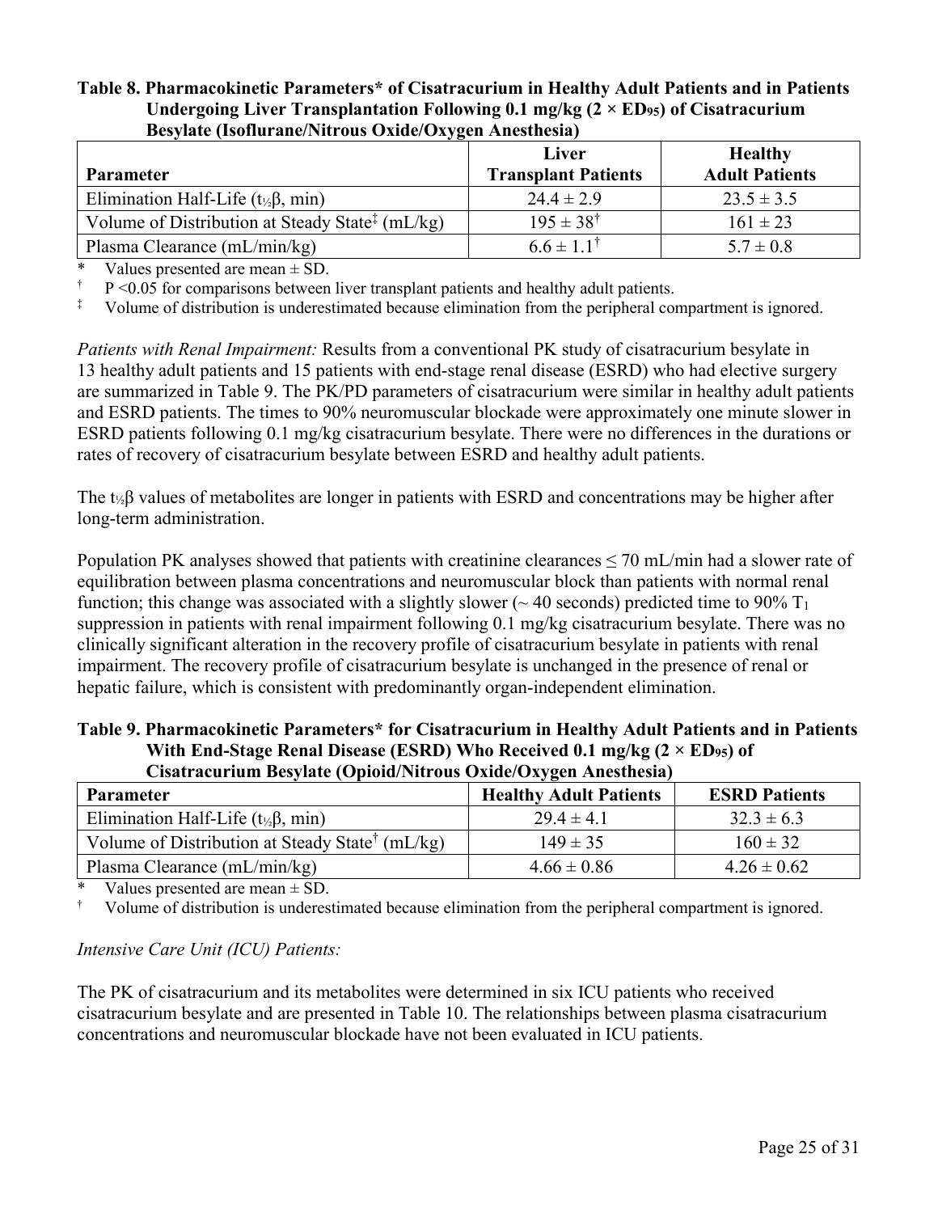**Table 8. Pharmacokinetic Parameters* of Cisatracurium in Healthy Adult Patients and in Patients Undergoing Liver Transplantation Following 0.1 mg/kg (2 × $ED_{95}$) of Cisatracurium Besylate (Isoflurane/Nitrous Oxide/Oxygen Anesthesia)**

| Parameter | Liver Transplant Patients | Healthy Adult Patients |
|---|---|---|
| Elimination Half-Life ($t_{½}β$, min) | 24.4 ± 2.9 | 23.5 ± 3.5 |
| Volume of Distribution at Steady State‡ (mL/kg) | 195 ± 38† | 161 ± 23 |
| Plasma Clearance (mL/min/kg) | 6.6 ± 1.1† | 5.7 ± 0.8 |

\* Values presented are mean ± SD.

† P <0.05 for comparisons between liver transplant patients and healthy adult patients.

‡ Volume of distribution is underestimated because elimination from the peripheral compartment is ignored.

*Patients with Renal Impairment:* Results from a conventional PK study of cisatracurium besylate in 13 healthy adult patients and 15 patients with end-stage renal disease (ESRD) who had elective surgery are summarized in Table 9. The PK/PD parameters of cisatracurium were similar in healthy adult patients and ESRD patients. The times to 90% neuromuscular blockade were approximately one minute slower in ESRD patients following 0.1 mg/kg cisatracurium besylate. There were no differences in the durations or rates of recovery of cisatracurium besylate between ESRD and healthy adult patients.

The $t_{½}β$ values of metabolites are longer in patients with ESRD and concentrations may be higher after long-term administration.

Population PK analyses showed that patients with creatinine clearances ≤ 70 mL/min had a slower rate of equilibration between plasma concentrations and neuromuscular block than patients with normal renal function; this change was associated with a slightly slower (~ 40 seconds) predicted time to 90% $T_1$ suppression in patients with renal impairment following 0.1 mg/kg cisatracurium besylate. There was no clinically significant alteration in the recovery profile of cisatracurium besylate in patients with renal impairment. The recovery profile of cisatracurium besylate is unchanged in the presence of renal or hepatic failure, which is consistent with predominantly organ-independent elimination.

**Table 9. Pharmacokinetic Parameters* for Cisatracurium in Healthy Adult Patients and in Patients With End-Stage Renal Disease (ESRD) Who Received 0.1 mg/kg (2 × $ED_{95}$) of Cisatracurium Besylate (Opioid/Nitrous Oxide/Oxygen Anesthesia)**

| Parameter | Healthy Adult Patients | ESRD Patients |
|---|---|---|
| Elimination Half-Life ($t_{½}β$, min) | 29.4 ± 4.1 | 32.3 ± 6.3 |
| Volume of Distribution at Steady State† (mL/kg) | 149 ± 35 | 160 ± 32 |
| Plasma Clearance (mL/min/kg) | 4.66 ± 0.86 | 4.26 ± 0.62 |

\* Values presented are mean ± SD.

† Volume of distribution is underestimated because elimination from the peripheral compartment is ignored.

*Intensive Care Unit (ICU) Patients:*

The PK of cisatracurium and its metabolites were determined in six ICU patients who received cisatracurium besylate and are presented in Table 10. The relationships between plasma cisatracurium concentrations and neuromuscular blockade have not been evaluated in ICU patients.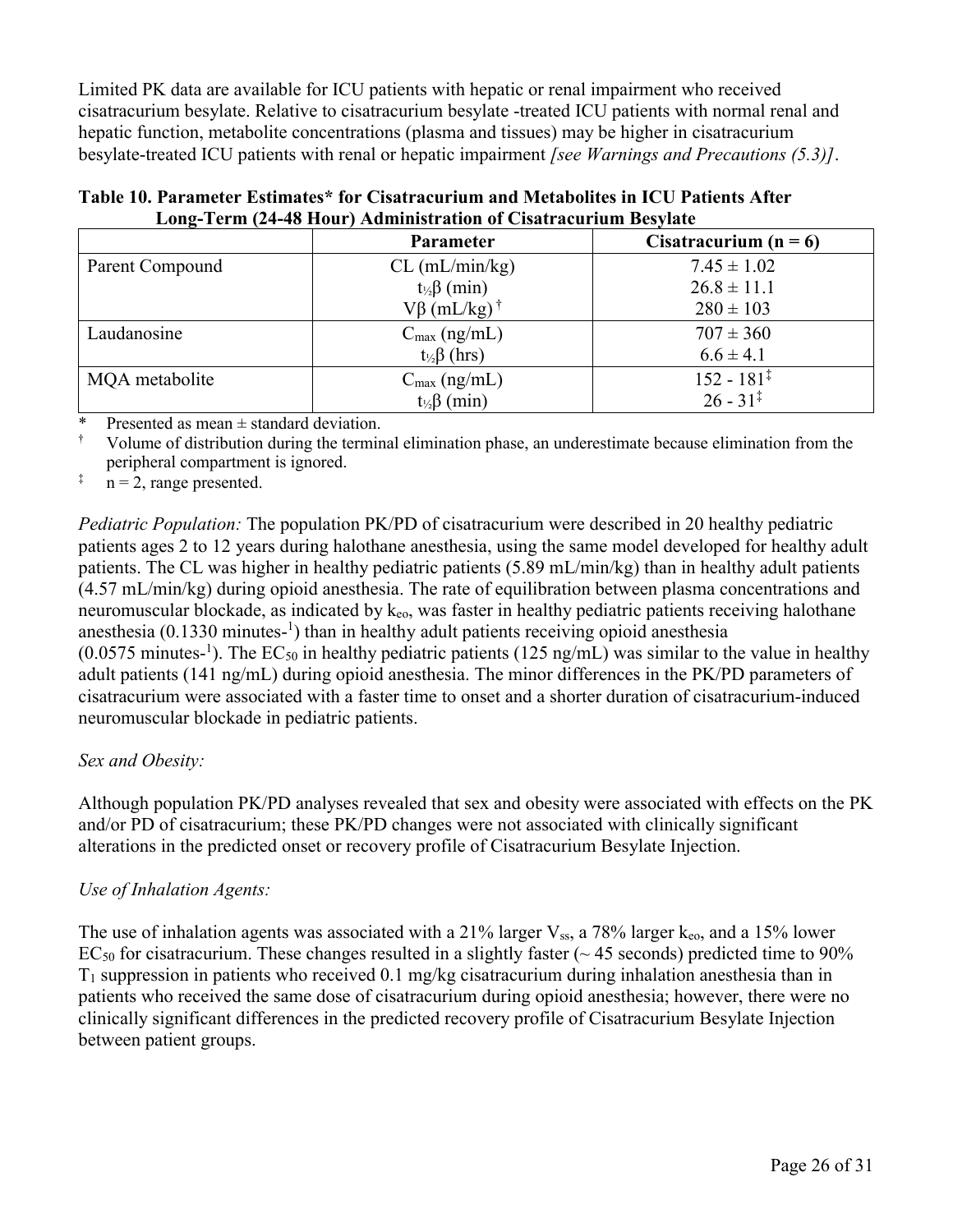Limited PK data are available for ICU patients with hepatic or renal impairment who received cisatracurium besylate. Relative to cisatracurium besylate -treated ICU patients with normal renal and hepatic function, metabolite concentrations (plasma and tissues) may be higher in cisatracurium besylate-treated ICU patients with renal or hepatic impairment *[see Warnings and Precautions (5.3)]*.

**Table 10. Parameter Estimates* for Cisatracurium and Metabolites in ICU Patients After Long-Term (24-48 Hour) Administration of Cisatracurium Besylate**

| | Parameter | Cisatracurium (n = 6) |
|---|---|---|
| Parent Compound | CL (mL/min/kg)<br>$t_{½}\beta$ (min)<br>$V\beta$ (mL/kg) † | 7.45 ± 1.02<br>26.8 ± 11.1<br>280 ± 103 |
| Laudanosine | $C_{max}$ (ng/mL)<br>$t_{½}\beta$ (hrs) | 707 ± 360<br>6.6 ± 4.1 |
| MQA metabolite | $C_{max}$ (ng/mL)<br>$t_{½}\beta$ (min) | 152 - 181‡<br>26 - 31‡ |

\* Presented as mean ± standard deviation.

† Volume of distribution during the terminal elimination phase, an underestimate because elimination from the peripheral compartment is ignored.

‡ n = 2, range presented.

*Pediatric Population:* The population PK/PD of cisatracurium were described in 20 healthy pediatric patients ages 2 to 12 years during halothane anesthesia, using the same model developed for healthy adult patients. The CL was higher in healthy pediatric patients (5.89 mL/min/kg) than in healthy adult patients (4.57 mL/min/kg) during opioid anesthesia. The rate of equilibration between plasma concentrations and neuromuscular blockade, as indicated by $k_{eo}$, was faster in healthy pediatric patients receiving halothane anesthesia (0.1330 minutes$^{-1}$) than in healthy adult patients receiving opioid anesthesia (0.0575 minutes$^{-1}$). The $EC_{50}$ in healthy pediatric patients (125 ng/mL) was similar to the value in healthy adult patients (141 ng/mL) during opioid anesthesia. The minor differences in the PK/PD parameters of cisatracurium were associated with a faster time to onset and a shorter duration of cisatracurium-induced neuromuscular blockade in pediatric patients.

*Sex and Obesity:*

Although population PK/PD analyses revealed that sex and obesity were associated with effects on the PK and/or PD of cisatracurium; these PK/PD changes were not associated with clinically significant alterations in the predicted onset or recovery profile of Cisatracurium Besylate Injection.

*Use of Inhalation Agents:*

The use of inhalation agents was associated with a 21% larger $V_{ss}$, a 78% larger $k_{eo}$, and a 15% lower $EC_{50}$ for cisatracurium. These changes resulted in a slightly faster (~ 45 seconds) predicted time to 90% $T_1$ suppression in patients who received 0.1 mg/kg cisatracurium during inhalation anesthesia than in patients who received the same dose of cisatracurium during opioid anesthesia; however, there were no clinically significant differences in the predicted recovery profile of Cisatracurium Besylate Injection between patient groups.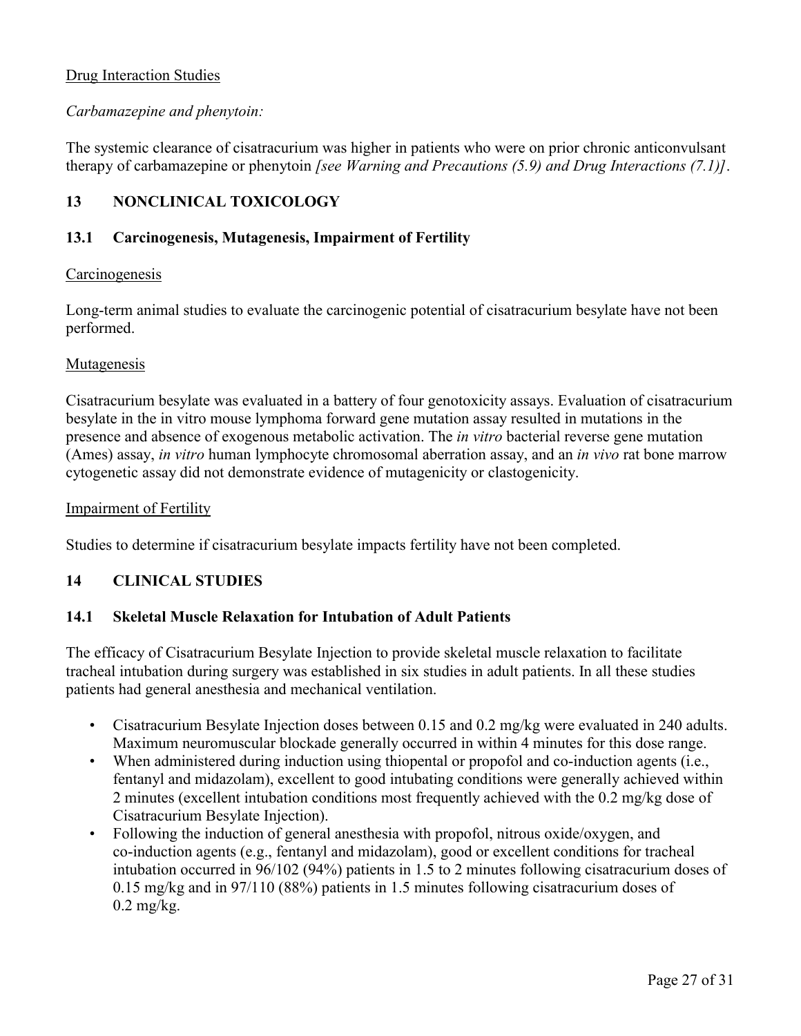Drug Interaction Studies

*Carbamazepine and phenytoin:*

The systemic clearance of cisatracurium was higher in patients who were on prior chronic anticonvulsant therapy of carbamazepine or phenytoin *[see Warning and Precautions (5.9) and Drug Interactions (7.1)]*.

## 13 NONCLINICAL TOXICOLOGY

### 13.1 Carcinogenesis, Mutagenesis, Impairment of Fertility

Carcinogenesis

Long-term animal studies to evaluate the carcinogenic potential of cisatracurium besylate have not been performed.

Mutagenesis

Cisatracurium besylate was evaluated in a battery of four genotoxicity assays. Evaluation of cisatracurium besylate in the in vitro mouse lymphoma forward gene mutation assay resulted in mutations in the presence and absence of exogenous metabolic activation. The *in vitro* bacterial reverse gene mutation (Ames) assay, *in vitro* human lymphocyte chromosomal aberration assay, and an *in vivo* rat bone marrow cytogenetic assay did not demonstrate evidence of mutagenicity or clastogenicity.

Impairment of Fertility

Studies to determine if cisatracurium besylate impacts fertility have not been completed.

## 14 CLINICAL STUDIES

### 14.1 Skeletal Muscle Relaxation for Intubation of Adult Patients

The efficacy of Cisatracurium Besylate Injection to provide skeletal muscle relaxation to facilitate tracheal intubation during surgery was established in six studies in adult patients. In all these studies patients had general anesthesia and mechanical ventilation.

- Cisatracurium Besylate Injection doses between 0.15 and 0.2 mg/kg were evaluated in 240 adults. Maximum neuromuscular blockade generally occurred in within 4 minutes for this dose range.
- When administered during induction using thiopental or propofol and co-induction agents (i.e., fentanyl and midazolam), excellent to good intubating conditions were generally achieved within 2 minutes (excellent intubation conditions most frequently achieved with the 0.2 mg/kg dose of Cisatracurium Besylate Injection).
- Following the induction of general anesthesia with propofol, nitrous oxide/oxygen, and co-induction agents (e.g., fentanyl and midazolam), good or excellent conditions for tracheal intubation occurred in 96/102 (94%) patients in 1.5 to 2 minutes following cisatracurium doses of 0.15 mg/kg and in 97/110 (88%) patients in 1.5 minutes following cisatracurium doses of 0.2 mg/kg.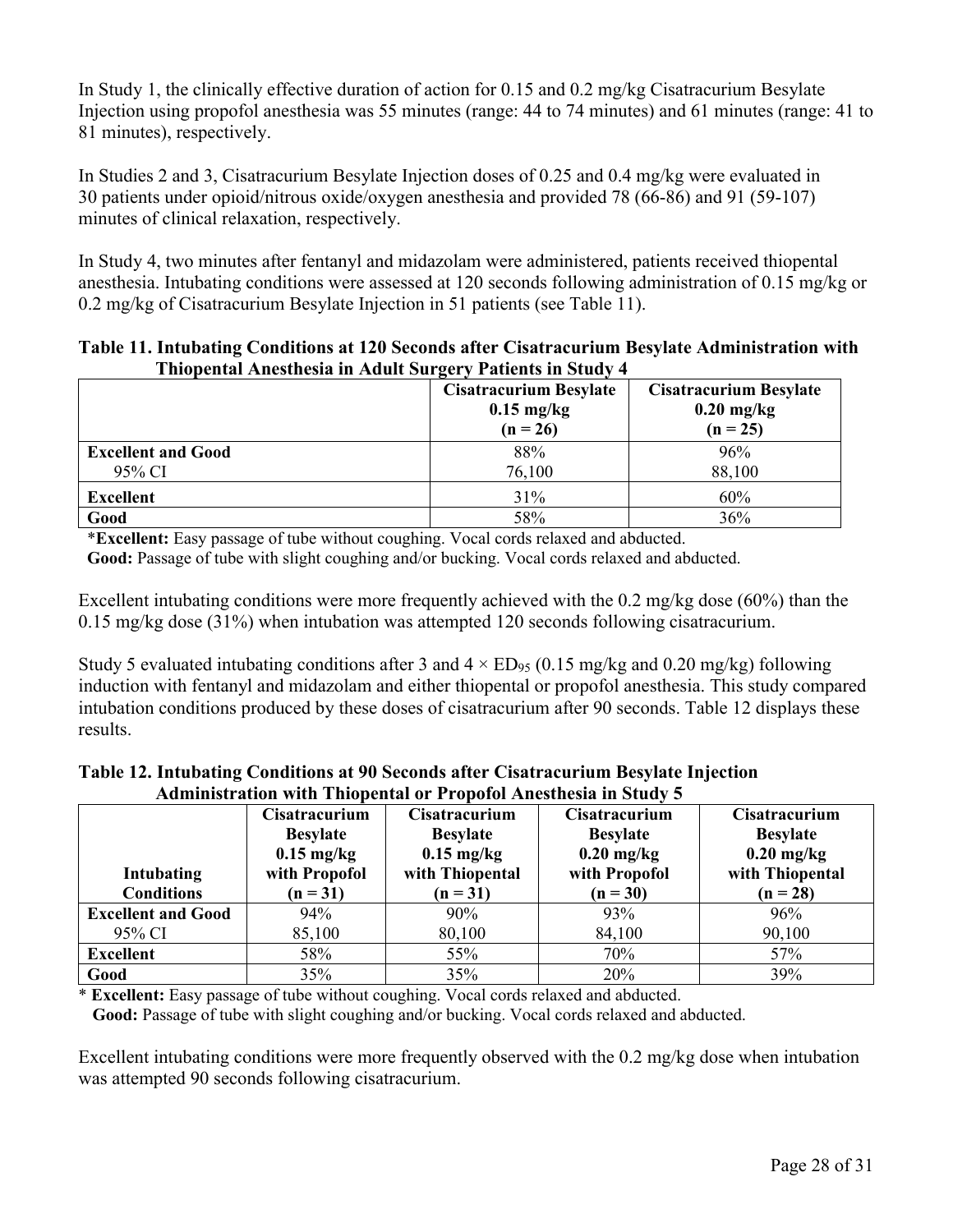In Study 1, the clinically effective duration of action for 0.15 and 0.2 mg/kg Cisatracurium Besylate Injection using propofol anesthesia was 55 minutes (range: 44 to 74 minutes) and 61 minutes (range: 41 to 81 minutes), respectively.

In Studies 2 and 3, Cisatracurium Besylate Injection doses of 0.25 and 0.4 mg/kg were evaluated in 30 patients under opioid/nitrous oxide/oxygen anesthesia and provided 78 (66-86) and 91 (59-107) minutes of clinical relaxation, respectively.

In Study 4, two minutes after fentanyl and midazolam were administered, patients received thiopental anesthesia. Intubating conditions were assessed at 120 seconds following administration of 0.15 mg/kg or 0.2 mg/kg of Cisatracurium Besylate Injection in 51 patients (see Table 11).

**Table 11. Intubating Conditions at 120 Seconds after Cisatracurium Besylate Administration with Thiopental Anesthesia in Adult Surgery Patients in Study 4**

| | Cisatracurium Besylate 0.15 mg/kg (n = 26) | Cisatracurium Besylate 0.20 mg/kg (n = 25) |
|---|---|---|
| **Excellent and Good** | 88% | 96% |
| 95% CI | 76,100 | 88,100 |
| **Excellent** | 31% | 60% |
| **Good** | 58% | 36% |

*__Excellent:__ Easy passage of tube without coughing. Vocal cords relaxed and abducted.
**Good:** Passage of tube with slight coughing and/or bucking. Vocal cords relaxed and abducted.

Excellent intubating conditions were more frequently achieved with the 0.2 mg/kg dose (60%) than the 0.15 mg/kg dose (31%) when intubation was attempted 120 seconds following cisatracurium.

Study 5 evaluated intubating conditions after 3 and 4 × $ED_{95}$ (0.15 mg/kg and 0.20 mg/kg) following induction with fentanyl and midazolam and either thiopental or propofol anesthesia. This study compared intubation conditions produced by these doses of cisatracurium after 90 seconds. Table 12 displays these results.

**Table 12. Intubating Conditions at 90 Seconds after Cisatracurium Besylate Injection Administration with Thiopental or Propofol Anesthesia in Study 5**

| Intubating Conditions | Cisatracurium Besylate 0.15 mg/kg with Propofol (n = 31) | Cisatracurium Besylate 0.15 mg/kg with Thiopental (n = 31) | Cisatracurium Besylate 0.20 mg/kg with Propofol (n = 30) | Cisatracurium Besylate 0.20 mg/kg with Thiopental (n = 28) |
|---|---|---|---|---|
| **Excellent and Good** | 94% | 90% | 93% | 96% |
| 95% CI | 85,100 | 80,100 | 84,100 | 90,100 |
| **Excellent** | 58% | 55% | 70% | 57% |
| **Good** | 35% | 35% | 20% | 39% |

* __Excellent:__ Easy passage of tube without coughing. Vocal cords relaxed and abducted.
**Good:** Passage of tube with slight coughing and/or bucking. Vocal cords relaxed and abducted.

Excellent intubating conditions were more frequently observed with the 0.2 mg/kg dose when intubation was attempted 90 seconds following cisatracurium.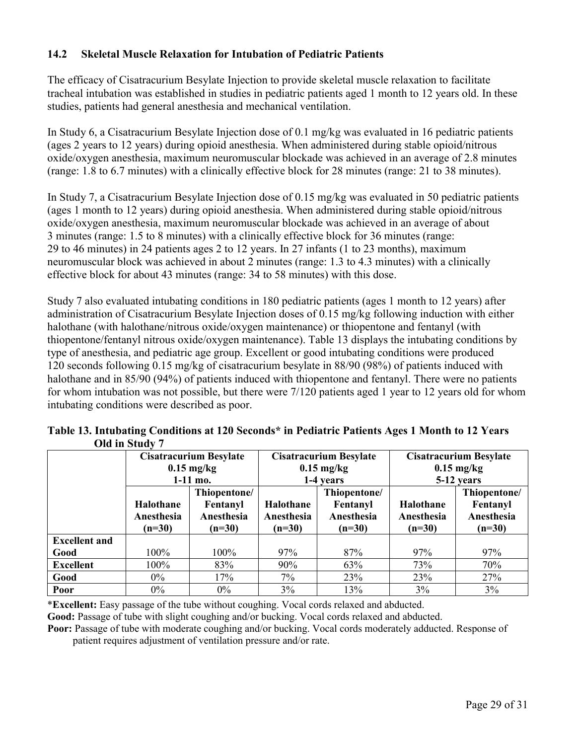## 14.2 Skeletal Muscle Relaxation for Intubation of Pediatric Patients

The efficacy of Cisatracurium Besylate Injection to provide skeletal muscle relaxation to facilitate tracheal intubation was established in studies in pediatric patients aged 1 month to 12 years old. In these studies, patients had general anesthesia and mechanical ventilation.

In Study 6, a Cisatracurium Besylate Injection dose of 0.1 mg/kg was evaluated in 16 pediatric patients (ages 2 years to 12 years) during opioid anesthesia. When administered during stable opioid/nitrous oxide/oxygen anesthesia, maximum neuromuscular blockade was achieved in an average of 2.8 minutes (range: 1.8 to 6.7 minutes) with a clinically effective block for 28 minutes (range: 21 to 38 minutes).

In Study 7, a Cisatracurium Besylate Injection dose of 0.15 mg/kg was evaluated in 50 pediatric patients (ages 1 month to 12 years) during opioid anesthesia. When administered during stable opioid/nitrous oxide/oxygen anesthesia, maximum neuromuscular blockade was achieved in an average of about 3 minutes (range: 1.5 to 8 minutes) with a clinically effective block for 36 minutes (range: 29 to 46 minutes) in 24 patients ages 2 to 12 years. In 27 infants (1 to 23 months), maximum neuromuscular block was achieved in about 2 minutes (range: 1.3 to 4.3 minutes) with a clinically effective block for about 43 minutes (range: 34 to 58 minutes) with this dose.

Study 7 also evaluated intubating conditions in 180 pediatric patients (ages 1 month to 12 years) after administration of Cisatracurium Besylate Injection doses of 0.15 mg/kg following induction with either halothane (with halothane/nitrous oxide/oxygen maintenance) or thiopentone and fentanyl (with thiopentone/fentanyl nitrous oxide/oxygen maintenance). Table 13 displays the intubating conditions by type of anesthesia, and pediatric age group. Excellent or good intubating conditions were produced 120 seconds following 0.15 mg/kg of cisatracurium besylate in 88/90 (98%) of patients induced with halothane and in 85/90 (94%) of patients induced with thiopentone and fentanyl. There were no patients for whom intubation was not possible, but there were 7/120 patients aged 1 year to 12 years old for whom intubating conditions were described as poor.

**Table 13. Intubating Conditions at 120 Seconds\* in Pediatric Patients Ages 1 Month to 12 Years Old in Study 7**

| | Cisatracurium Besylate 0.15 mg/kg 1-11 mo. | | Cisatracurium Besylate 0.15 mg/kg 1-4 years | | Cisatracurium Besylate 0.15 mg/kg 5-12 years | |
|---|---|---|---|---|---|---|
| | Halothane Anesthesia (n=30) | Thiopentone/ Fentanyl Anesthesia (n=30) | Halothane Anesthesia (n=30) | Thiopentone/ Fentanyl Anesthesia (n=30) | Halothane Anesthesia (n=30) | Thiopentone/ Fentanyl Anesthesia (n=30) |
| **Excellent and Good** | 100% | 100% | 97% | 87% | 97% | 97% |
| **Excellent** | 100% | 83% | 90% | 63% | 73% | 70% |
| **Good** | 0% | 17% | 7% | 23% | 23% | 27% |
| **Poor** | 0% | 0% | 3% | 13% | 3% | 3% |

\***Excellent:** Easy passage of the tube without coughing. Vocal cords relaxed and abducted.

**Good:** Passage of tube with slight coughing and/or bucking. Vocal cords relaxed and abducted.

**Poor:** Passage of tube with moderate coughing and/or bucking. Vocal cords moderately adducted. Response of patient requires adjustment of ventilation pressure and/or rate.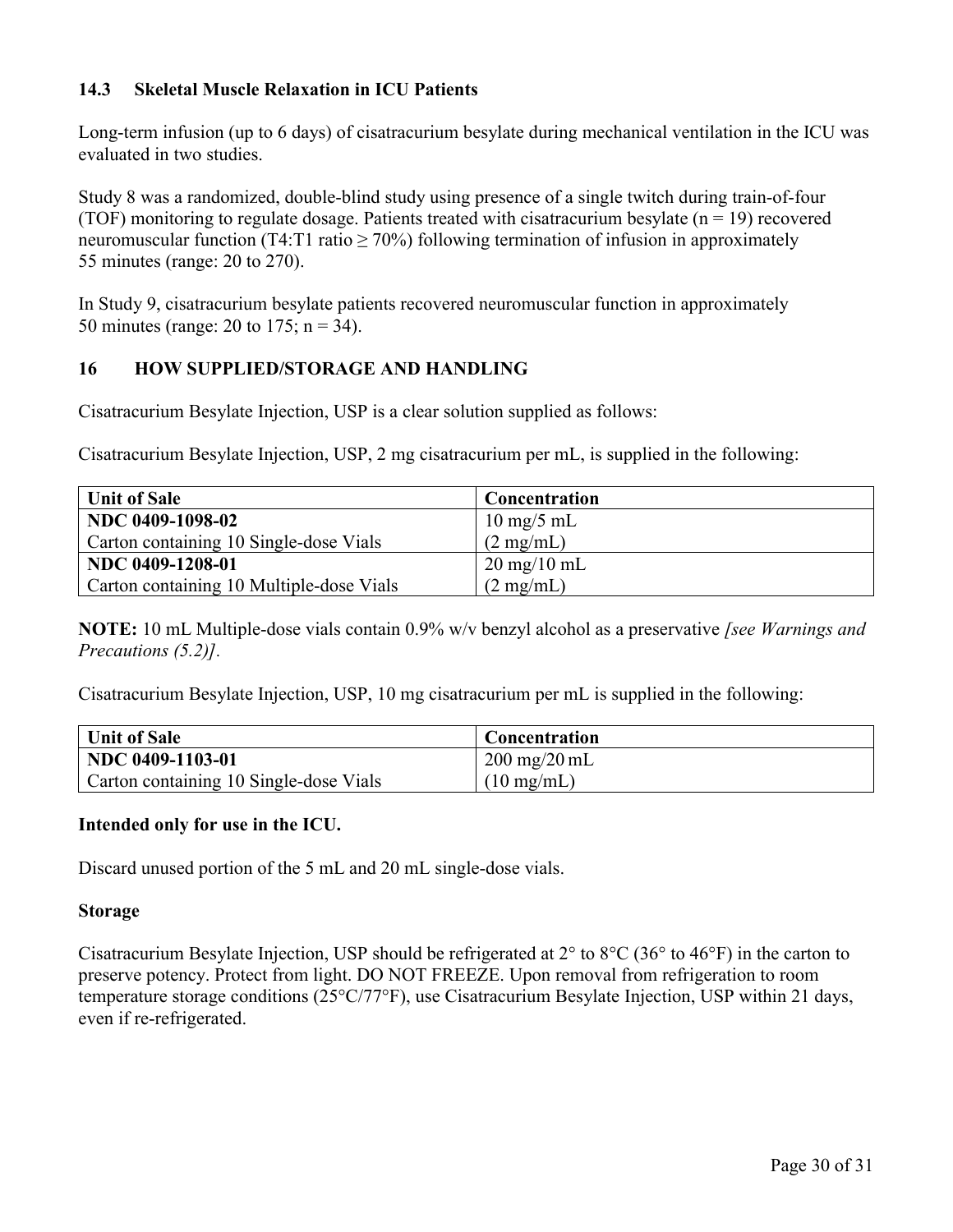### 14.3 Skeletal Muscle Relaxation in ICU Patients

Long-term infusion (up to 6 days) of cisatracurium besylate during mechanical ventilation in the ICU was evaluated in two studies.

Study 8 was a randomized, double-blind study using presence of a single twitch during train-of-four (TOF) monitoring to regulate dosage. Patients treated with cisatracurium besylate (n = 19) recovered neuromuscular function (T4:T1 ratio ≥ 70%) following termination of infusion in approximately 55 minutes (range: 20 to 270).

In Study 9, cisatracurium besylate patients recovered neuromuscular function in approximately 50 minutes (range: 20 to 175; n = 34).

## 16 HOW SUPPLIED/STORAGE AND HANDLING

Cisatracurium Besylate Injection, USP is a clear solution supplied as follows:

Cisatracurium Besylate Injection, USP, 2 mg cisatracurium per mL, is supplied in the following:

| Unit of Sale | Concentration |
|---|---|
| **NDC 0409-1098-02**<br>Carton containing 10 Single-dose Vials | 10 mg/5 mL<br>(2 mg/mL) |
| **NDC 0409-1208-01**<br>Carton containing 10 Multiple-dose Vials | 20 mg/10 mL<br>(2 mg/mL) |

**NOTE:** 10 mL Multiple-dose vials contain 0.9% w/v benzyl alcohol as a preservative *[see Warnings and Precautions (5.2)].*

Cisatracurium Besylate Injection, USP, 10 mg cisatracurium per mL is supplied in the following:

| Unit of Sale | Concentration |
|---|---|
| **NDC 0409-1103-01**<br>Carton containing 10 Single-dose Vials | 200 mg/20 mL<br>(10 mg/mL) |

**Intended only for use in the ICU.**

Discard unused portion of the 5 mL and 20 mL single-dose vials.

**Storage**

Cisatracurium Besylate Injection, USP should be refrigerated at 2° to 8°C (36° to 46°F) in the carton to preserve potency. Protect from light. DO NOT FREEZE. Upon removal from refrigeration to room temperature storage conditions (25°C/77°F), use Cisatracurium Besylate Injection, USP within 21 days, even if re-refrigerated.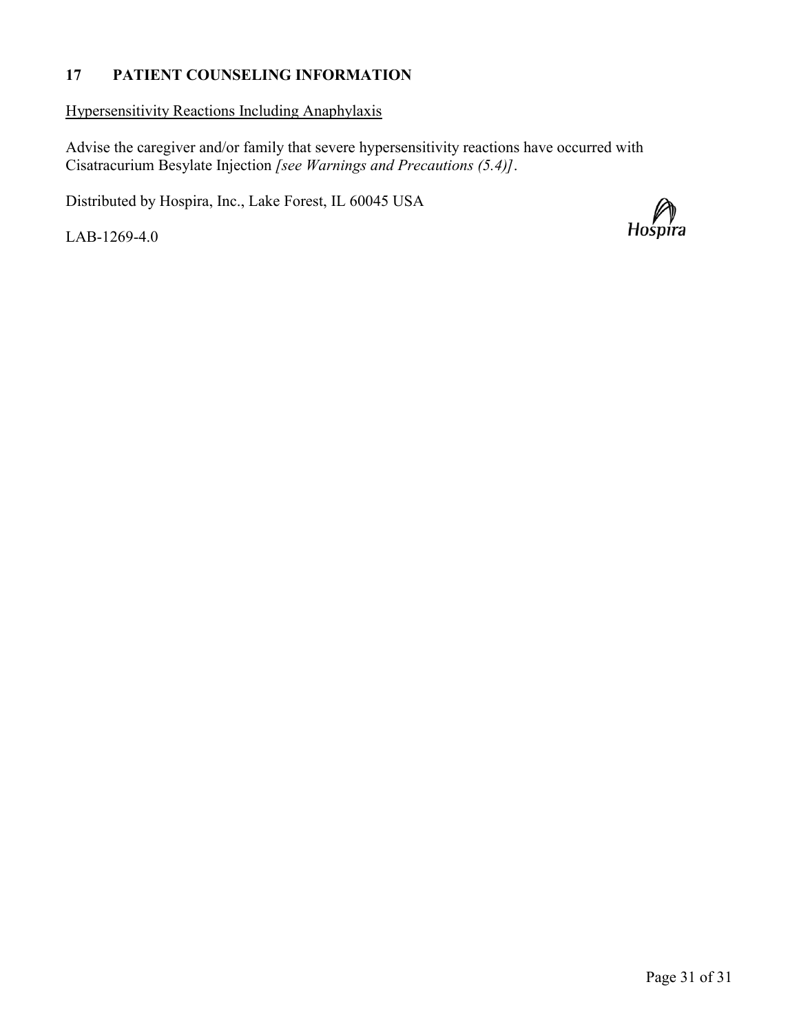## 17 PATIENT COUNSELING INFORMATION

Hypersensitivity Reactions Including Anaphylaxis

Advise the caregiver and/or family that severe hypersensitivity reactions have occurred with Cisatracurium Besylate Injection *[see Warnings and Precautions (5.4)]*.

Distributed by Hospira, Inc., Lake Forest, IL 60045 USA

LAB-1269-4.0